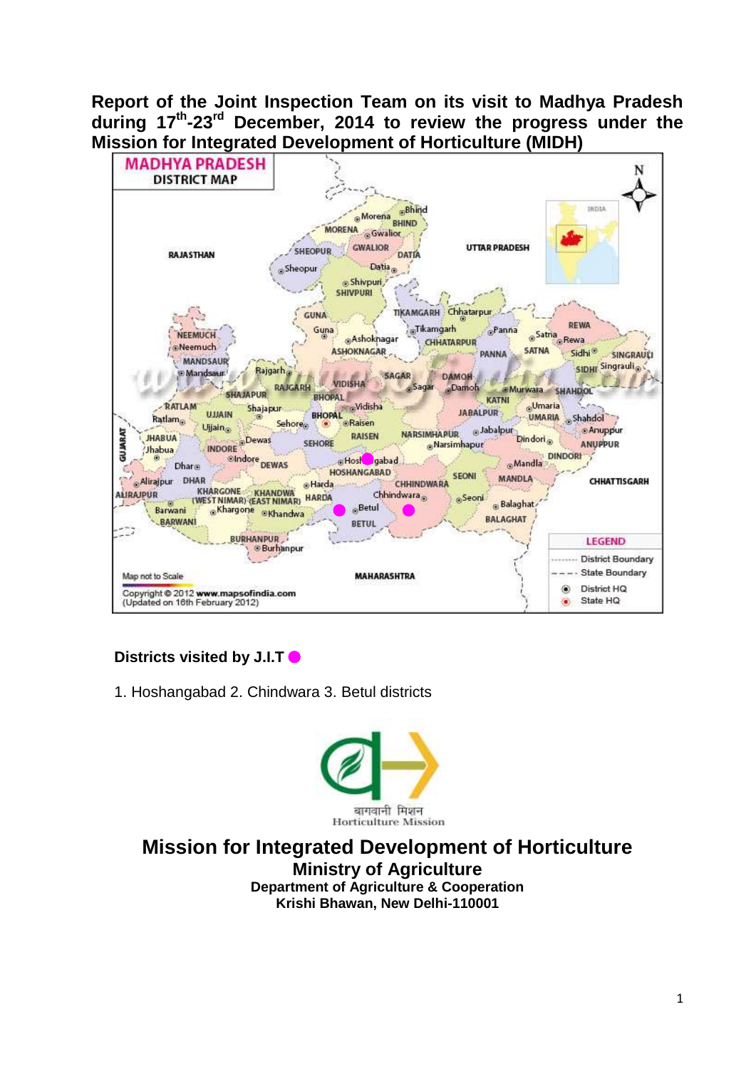# Report of the Joint Inspection Team on its visit to Madhya Pradesh during 17th-23rd December, 2014 to review the progress under the Mission for Integrated Development of Horticulture (MIDH)

**Districts visited by J.I.T**

1. Hoshangabad 2. Chindwara 3. Betul districts

बागवानी मिशन
Horticulture Mission

## Mission for Integrated Development of Horticulture

### Ministry of Agriculture

**Department of Agriculture & Cooperation**
**Krishi Bhawan, New Delhi-110001**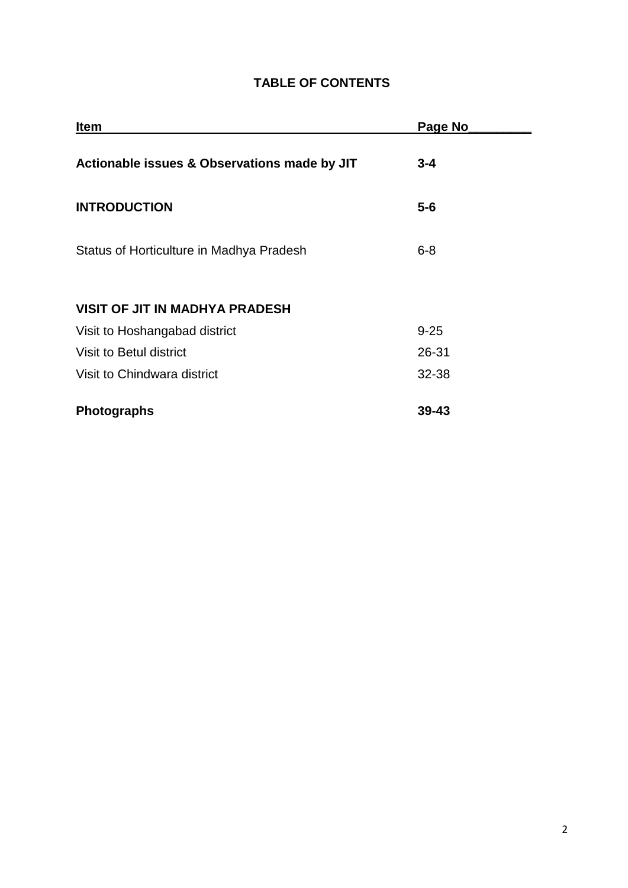# TABLE OF CONTENTS

| Item | Page No |
|---|---|
| **Actionable issues & Observations made by JIT** | **3-4** |
| **INTRODUCTION** | **5-6** |
| Status of Horticulture in Madhya Pradesh | 6-8 |
| **VISIT OF JIT IN MADHYA PRADESH** | |
| Visit to Hoshangabad district | 9-25 |
| Visit to Betul district | 26-31 |
| Visit to Chindwara district | 32-38 |
| **Photographs** | **39-43** |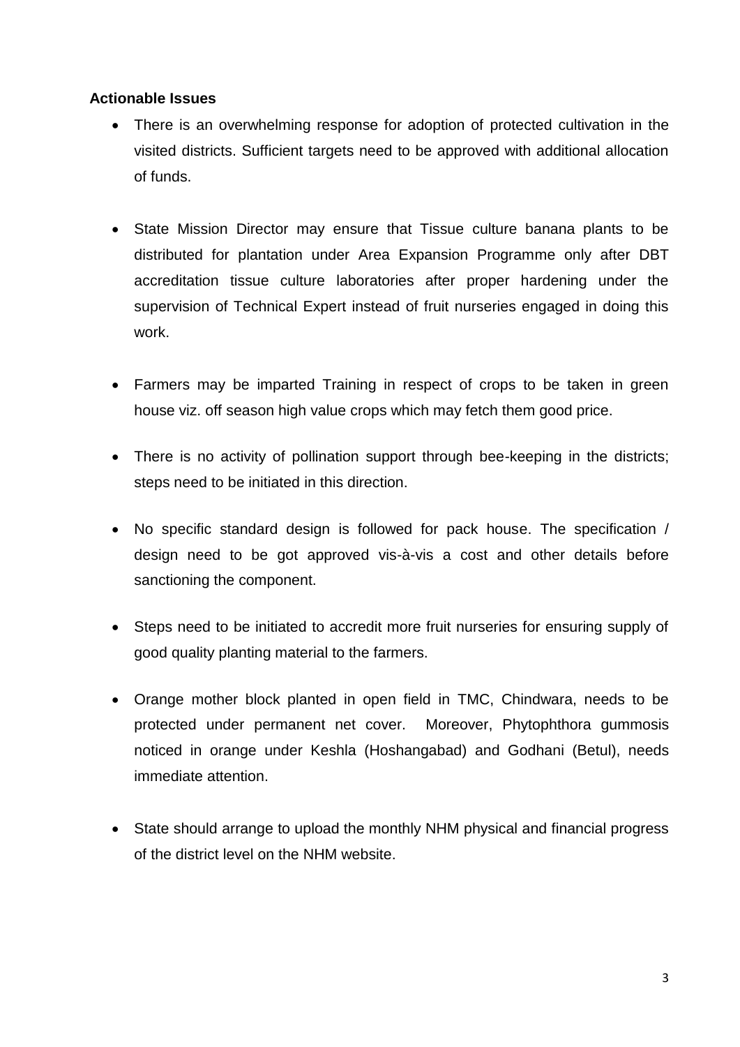**Actionable Issues**

- There is an overwhelming response for adoption of protected cultivation in the visited districts. Sufficient targets need to be approved with additional allocation of funds.

- State Mission Director may ensure that Tissue culture banana plants to be distributed for plantation under Area Expansion Programme only after DBT accreditation tissue culture laboratories after proper hardening under the supervision of Technical Expert instead of fruit nurseries engaged in doing this work.

- Farmers may be imparted Training in respect of crops to be taken in green house viz. off season high value crops which may fetch them good price.

- There is no activity of pollination support through bee-keeping in the districts; steps need to be initiated in this direction.

- No specific standard design is followed for pack house. The specification / design need to be got approved vis-à-vis a cost and other details before sanctioning the component.

- Steps need to be initiated to accredit more fruit nurseries for ensuring supply of good quality planting material to the farmers.

- Orange mother block planted in open field in TMC, Chindwara, needs to be protected under permanent net cover. Moreover, Phytophthora gummosis noticed in orange under Keshla (Hoshangabad) and Godhani (Betul), needs immediate attention.

- State should arrange to upload the monthly NHM physical and financial progress of the district level on the NHM website.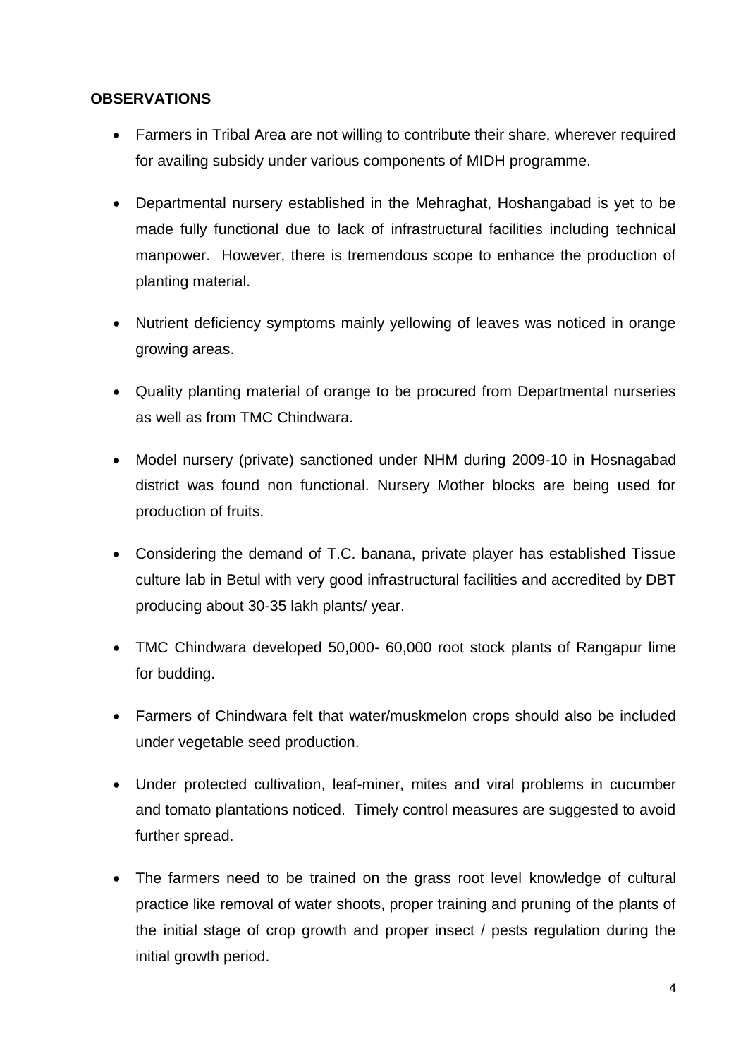**OBSERVATIONS**

- Farmers in Tribal Area are not willing to contribute their share, wherever required for availing subsidy under various components of MIDH programme.
- Departmental nursery established in the Mehraghat, Hoshangabad is yet to be made fully functional due to lack of infrastructural facilities including technical manpower. However, there is tremendous scope to enhance the production of planting material.
- Nutrient deficiency symptoms mainly yellowing of leaves was noticed in orange growing areas.
- Quality planting material of orange to be procured from Departmental nurseries as well as from TMC Chindwara.
- Model nursery (private) sanctioned under NHM during 2009-10 in Hosnagabad district was found non functional. Nursery Mother blocks are being used for production of fruits.
- Considering the demand of T.C. banana, private player has established Tissue culture lab in Betul with very good infrastructural facilities and accredited by DBT producing about 30-35 lakh plants/ year.
- TMC Chindwara developed 50,000- 60,000 root stock plants of Rangapur lime for budding.
- Farmers of Chindwara felt that water/muskmelon crops should also be included under vegetable seed production.
- Under protected cultivation, leaf-miner, mites and viral problems in cucumber and tomato plantations noticed. Timely control measures are suggested to avoid further spread.
- The farmers need to be trained on the grass root level knowledge of cultural practice like removal of water shoots, proper training and pruning of the plants of the initial stage of crop growth and proper insect / pests regulation during the initial growth period.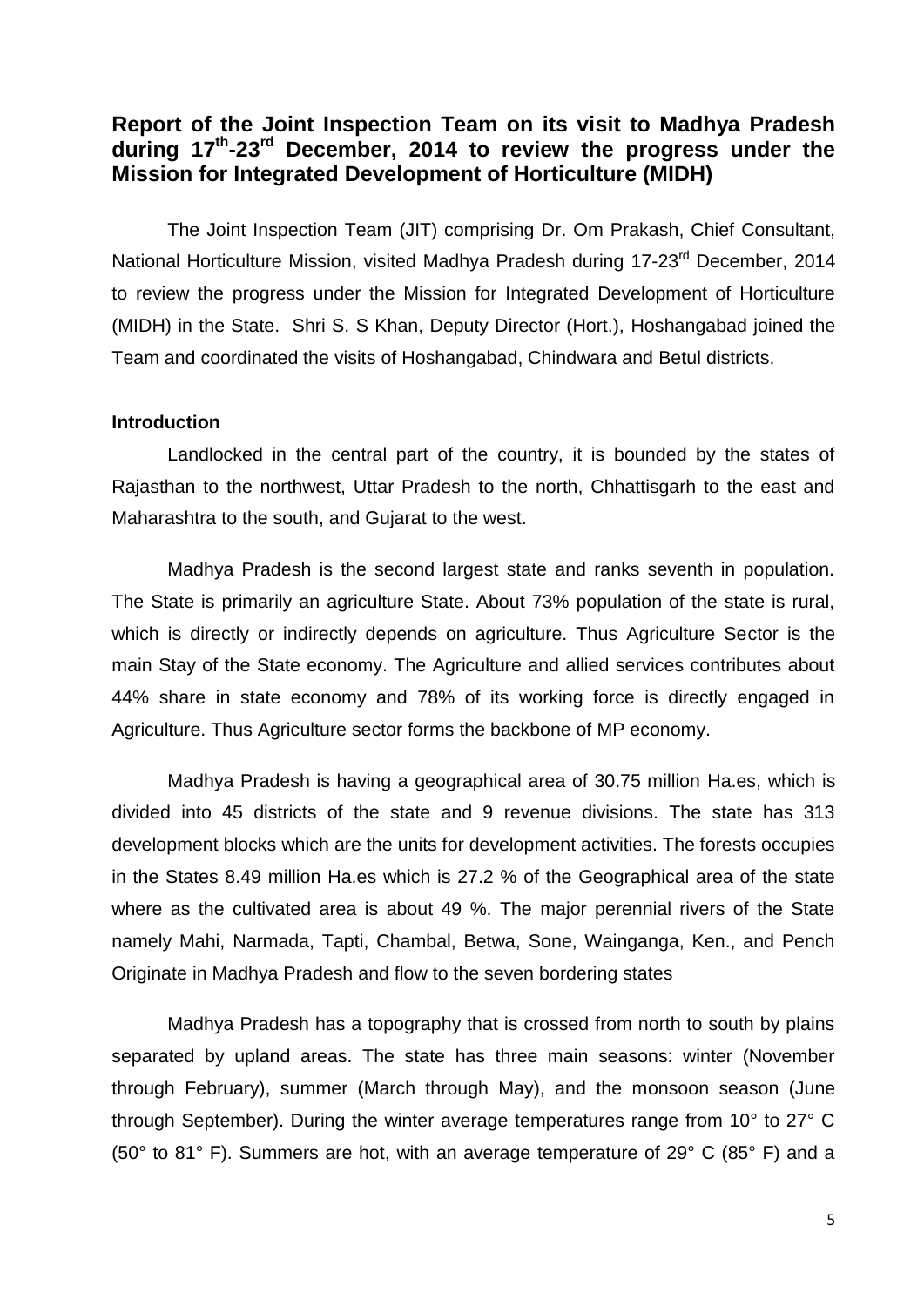## Report of the Joint Inspection Team on its visit to Madhya Pradesh during 17th-23rd December, 2014 to review the progress under the Mission for Integrated Development of Horticulture (MIDH)

The Joint Inspection Team (JIT) comprising Dr. Om Prakash, Chief Consultant, National Horticulture Mission, visited Madhya Pradesh during 17-23rd December, 2014 to review the progress under the Mission for Integrated Development of Horticulture (MIDH) in the State. Shri S. S Khan, Deputy Director (Hort.), Hoshangabad joined the Team and coordinated the visits of Hoshangabad, Chindwara and Betul districts.

**Introduction**

Landlocked in the central part of the country, it is bounded by the states of Rajasthan to the northwest, Uttar Pradesh to the north, Chhattisgarh to the east and Maharashtra to the south, and Gujarat to the west.

Madhya Pradesh is the second largest state and ranks seventh in population. The State is primarily an agriculture State. About 73% population of the state is rural, which is directly or indirectly depends on agriculture. Thus Agriculture Sector is the main Stay of the State economy. The Agriculture and allied services contributes about 44% share in state economy and 78% of its working force is directly engaged in Agriculture. Thus Agriculture sector forms the backbone of MP economy.

Madhya Pradesh is having a geographical area of 30.75 million Ha.es, which is divided into 45 districts of the state and 9 revenue divisions. The state has 313 development blocks which are the units for development activities. The forests occupies in the States 8.49 million Ha.es which is 27.2 % of the Geographical area of the state where as the cultivated area is about 49 %. The major perennial rivers of the State namely Mahi, Narmada, Tapti, Chambal, Betwa, Sone, Wainganga, Ken., and Pench Originate in Madhya Pradesh and flow to the seven bordering states

Madhya Pradesh has a topography that is crossed from north to south by plains separated by upland areas. The state has three main seasons: winter (November through February), summer (March through May), and the monsoon season (June through September). During the winter average temperatures range from 10° to 27° C (50° to 81° F). Summers are hot, with an average temperature of 29° C (85° F) and a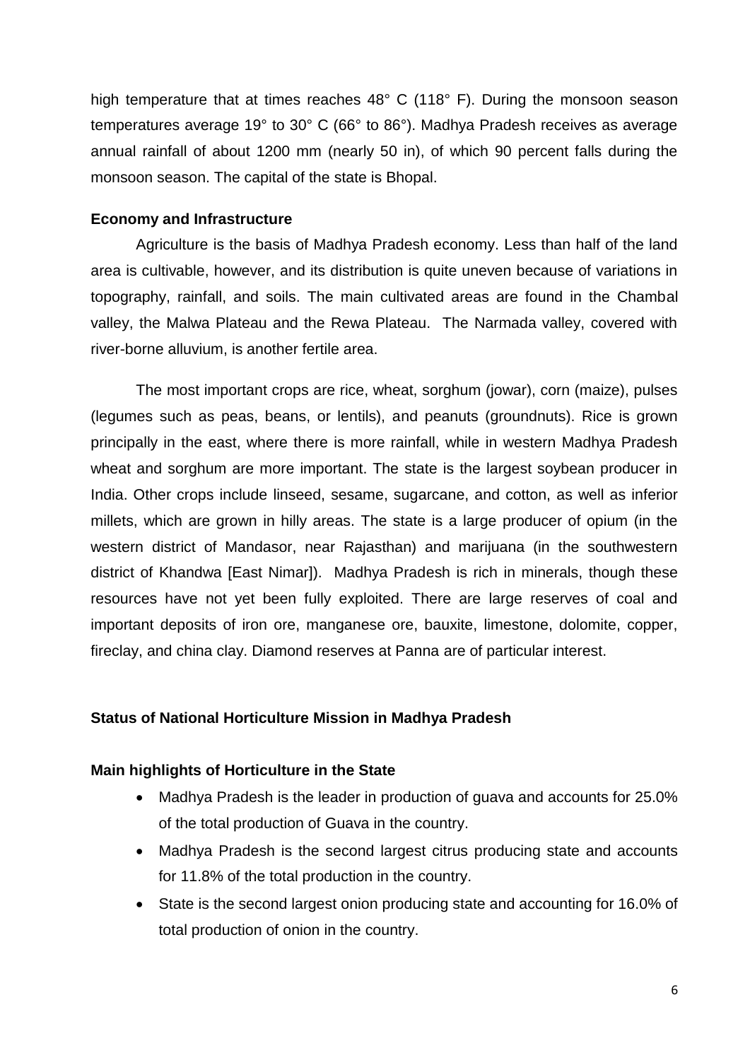high temperature that at times reaches 48° C (118° F). During the monsoon season temperatures average 19° to 30° C (66° to 86°). Madhya Pradesh receives as average annual rainfall of about 1200 mm (nearly 50 in), of which 90 percent falls during the monsoon season. The capital of the state is Bhopal.

**Economy and Infrastructure**

Agriculture is the basis of Madhya Pradesh economy. Less than half of the land area is cultivable, however, and its distribution is quite uneven because of variations in topography, rainfall, and soils. The main cultivated areas are found in the Chambal valley, the Malwa Plateau and the Rewa Plateau. The Narmada valley, covered with river-borne alluvium, is another fertile area.

The most important crops are rice, wheat, sorghum (jowar), corn (maize), pulses (legumes such as peas, beans, or lentils), and peanuts (groundnuts). Rice is grown principally in the east, where there is more rainfall, while in western Madhya Pradesh wheat and sorghum are more important. The state is the largest soybean producer in India. Other crops include linseed, sesame, sugarcane, and cotton, as well as inferior millets, which are grown in hilly areas. The state is a large producer of opium (in the western district of Mandasor, near Rajasthan) and marijuana (in the southwestern district of Khandwa [East Nimar]). Madhya Pradesh is rich in minerals, though these resources have not yet been fully exploited. There are large reserves of coal and important deposits of iron ore, manganese ore, bauxite, limestone, dolomite, copper, fireclay, and china clay. Diamond reserves at Panna are of particular interest.

**Status of National Horticulture Mission in Madhya Pradesh**

**Main highlights of Horticulture in the State**

- Madhya Pradesh is the leader in production of guava and accounts for 25.0% of the total production of Guava in the country.
- Madhya Pradesh is the second largest citrus producing state and accounts for 11.8% of the total production in the country.
- State is the second largest onion producing state and accounting for 16.0% of total production of onion in the country.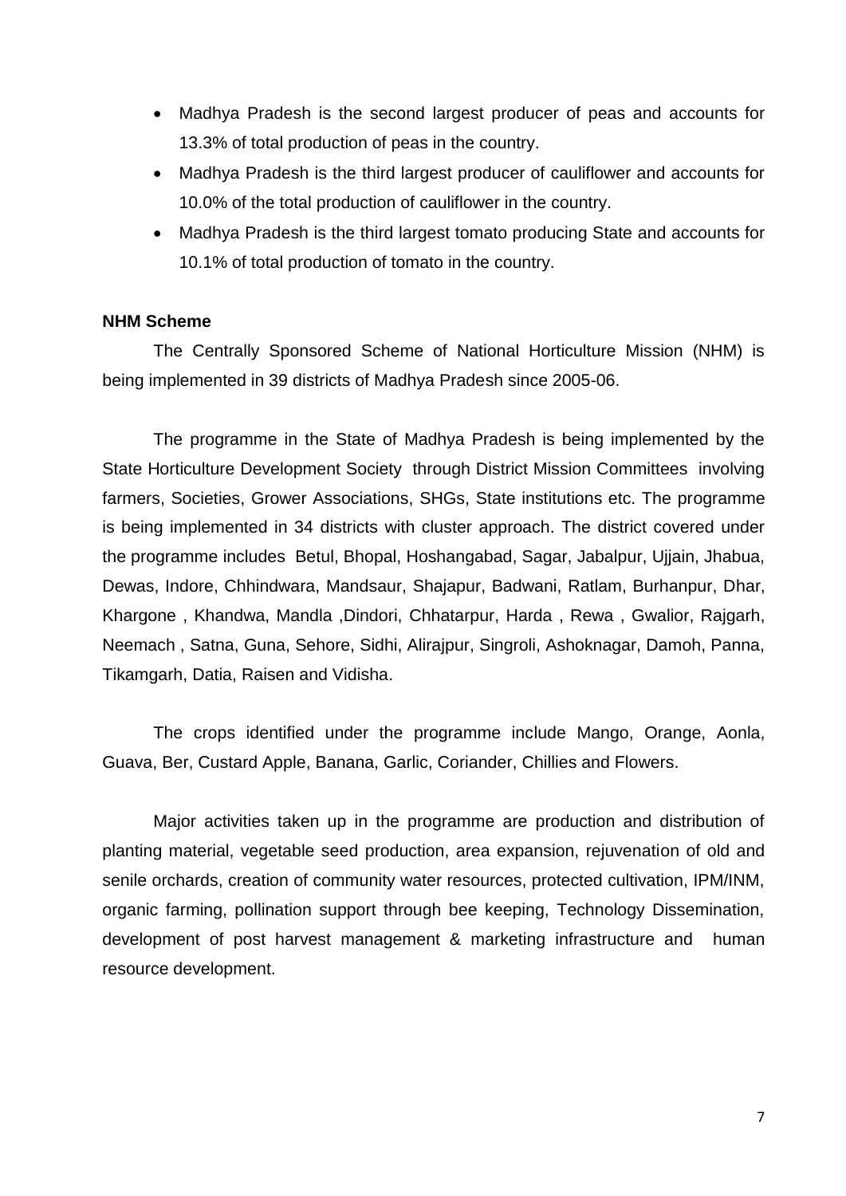- Madhya Pradesh is the second largest producer of peas and accounts for 13.3% of total production of peas in the country.
- Madhya Pradesh is the third largest producer of cauliflower and accounts for 10.0% of the total production of cauliflower in the country.
- Madhya Pradesh is the third largest tomato producing State and accounts for 10.1% of total production of tomato in the country.

**NHM Scheme**

The Centrally Sponsored Scheme of National Horticulture Mission (NHM) is being implemented in 39 districts of Madhya Pradesh since 2005-06.

The programme in the State of Madhya Pradesh is being implemented by the State Horticulture Development Society through District Mission Committees involving farmers, Societies, Grower Associations, SHGs, State institutions etc. The programme is being implemented in 34 districts with cluster approach. The district covered under the programme includes Betul, Bhopal, Hoshangabad, Sagar, Jabalpur, Ujjain, Jhabua, Dewas, Indore, Chhindwara, Mandsaur, Shajapur, Badwani, Ratlam, Burhanpur, Dhar, Khargone , Khandwa, Mandla ,Dindori, Chhatarpur, Harda , Rewa , Gwalior, Rajgarh, Neemach , Satna, Guna, Sehore, Sidhi, Alirajpur, Singroli, Ashoknagar, Damoh, Panna, Tikamgarh, Datia, Raisen and Vidisha.

The crops identified under the programme include Mango, Orange, Aonla, Guava, Ber, Custard Apple, Banana, Garlic, Coriander, Chillies and Flowers.

Major activities taken up in the programme are production and distribution of planting material, vegetable seed production, area expansion, rejuvenation of old and senile orchards, creation of community water resources, protected cultivation, IPM/INM, organic farming, pollination support through bee keeping, Technology Dissemination, development of post harvest management & marketing infrastructure and human resource development.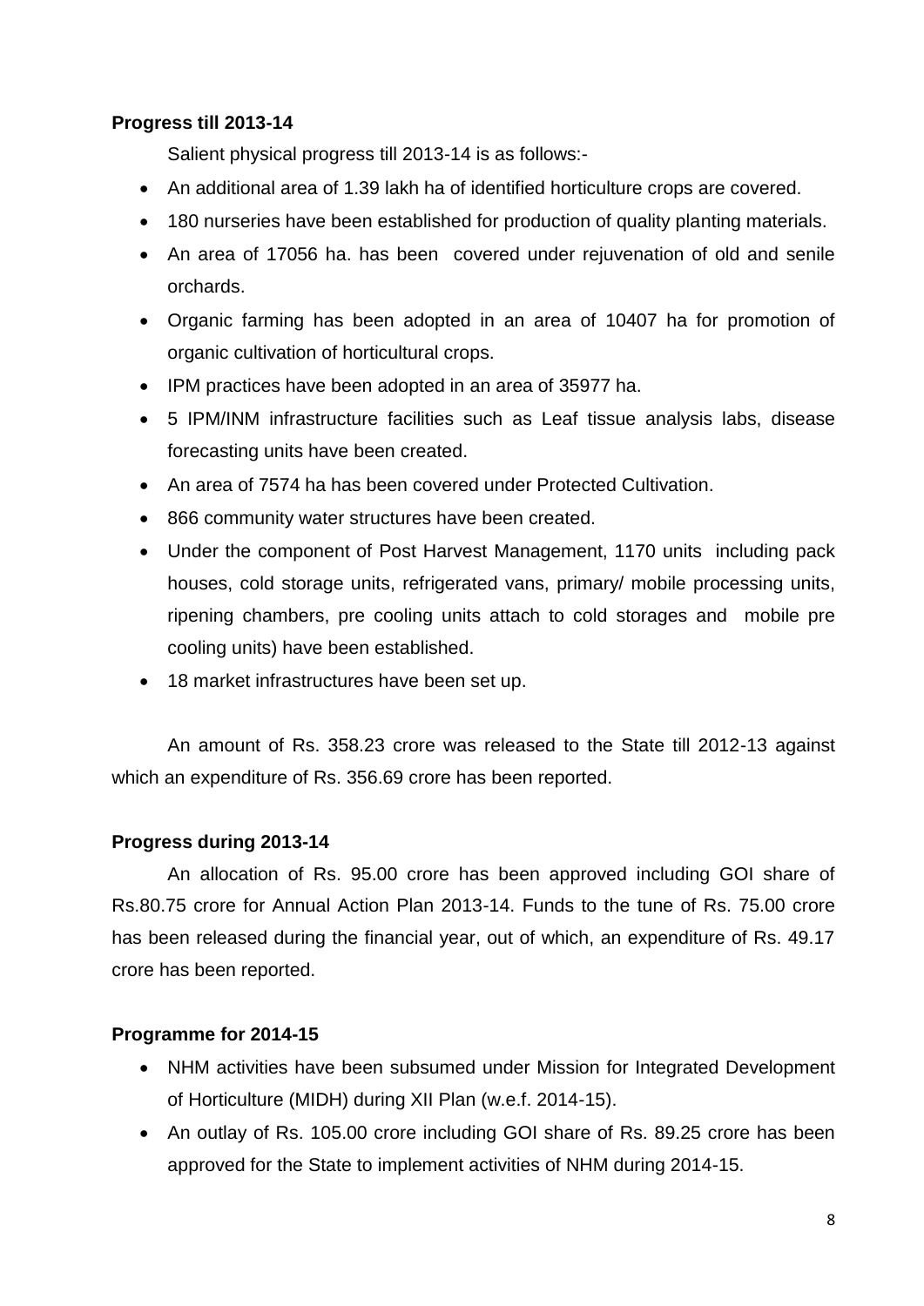**Progress till 2013-14**

Salient physical progress till 2013-14 is as follows:-

- An additional area of 1.39 lakh ha of identified horticulture crops are covered.
- 180 nurseries have been established for production of quality planting materials.
- An area of 17056 ha. has been covered under rejuvenation of old and senile orchards.
- Organic farming has been adopted in an area of 10407 ha for promotion of organic cultivation of horticultural crops.
- IPM practices have been adopted in an area of 35977 ha.
- 5 IPM/INM infrastructure facilities such as Leaf tissue analysis labs, disease forecasting units have been created.
- An area of 7574 ha has been covered under Protected Cultivation.
- 866 community water structures have been created.
- Under the component of Post Harvest Management, 1170 units including pack houses, cold storage units, refrigerated vans, primary/ mobile processing units, ripening chambers, pre cooling units attach to cold storages and mobile pre cooling units) have been established.
- 18 market infrastructures have been set up.

An amount of Rs. 358.23 crore was released to the State till 2012-13 against which an expenditure of Rs. 356.69 crore has been reported.

**Progress during 2013-14**

An allocation of Rs. 95.00 crore has been approved including GOI share of Rs.80.75 crore for Annual Action Plan 2013-14. Funds to the tune of Rs. 75.00 crore has been released during the financial year, out of which, an expenditure of Rs. 49.17 crore has been reported.

**Programme for 2014-15**

- NHM activities have been subsumed under Mission for Integrated Development of Horticulture (MIDH) during XII Plan (w.e.f. 2014-15).
- An outlay of Rs. 105.00 crore including GOI share of Rs. 89.25 crore has been approved for the State to implement activities of NHM during 2014-15.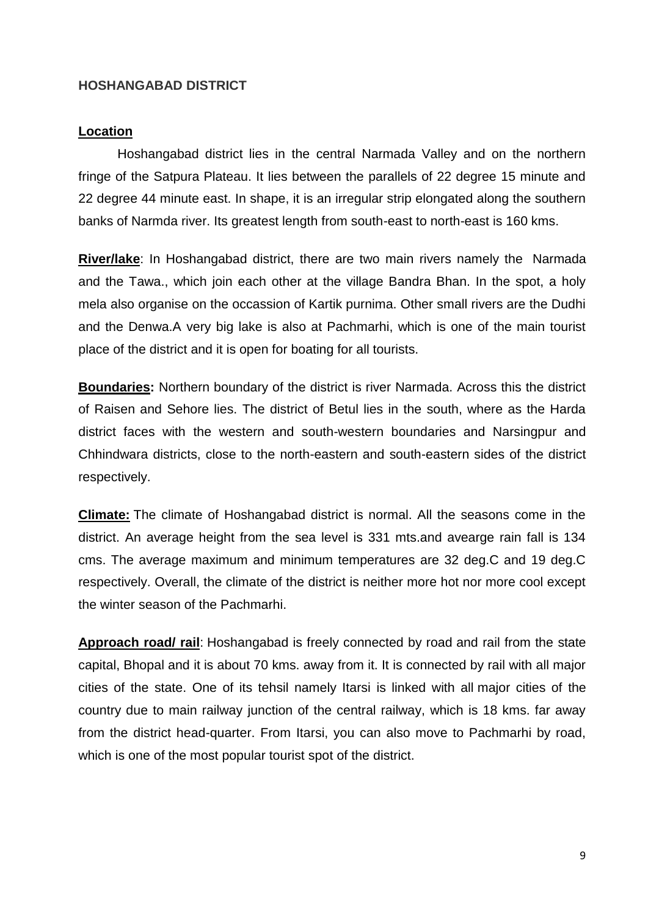**HOSHANGABAD DISTRICT**

**Location**

Hoshangabad district lies in the central Narmada Valley and on the northern fringe of the Satpura Plateau. It lies between the parallels of 22 degree 15 minute and 22 degree 44 minute east. In shape, it is an irregular strip elongated along the southern banks of Narmda river. Its greatest length from south-east to north-east is 160 kms.

**River/lake**: In Hoshangabad district, there are two main rivers namely the Narmada and the Tawa., which join each other at the village Bandra Bhan. In the spot, a holy mela also organise on the occassion of Kartik purnima. Other small rivers are the Dudhi and the Denwa.A very big lake is also at Pachmarhi, which is one of the main tourist place of the district and it is open for boating for all tourists.

**Boundaries:** Northern boundary of the district is river Narmada. Across this the district of Raisen and Sehore lies. The district of Betul lies in the south, where as the Harda district faces with the western and south-western boundaries and Narsingpur and Chhindwara districts, close to the north-eastern and south-eastern sides of the district respectively.

**Climate:** The climate of Hoshangabad district is normal. All the seasons come in the district. An average height from the sea level is 331 mts.and avearge rain fall is 134 cms. The average maximum and minimum temperatures are 32 deg.C and 19 deg.C respectively. Overall, the climate of the district is neither more hot nor more cool except the winter season of the Pachmarhi.

**Approach road/ rail**: Hoshangabad is freely connected by road and rail from the state capital, Bhopal and it is about 70 kms. away from it. It is connected by rail with all major cities of the state. One of its tehsil namely Itarsi is linked with all major cities of the country due to main railway junction of the central railway, which is 18 kms. far away from the district head-quarter. From Itarsi, you can also move to Pachmarhi by road, which is one of the most popular tourist spot of the district.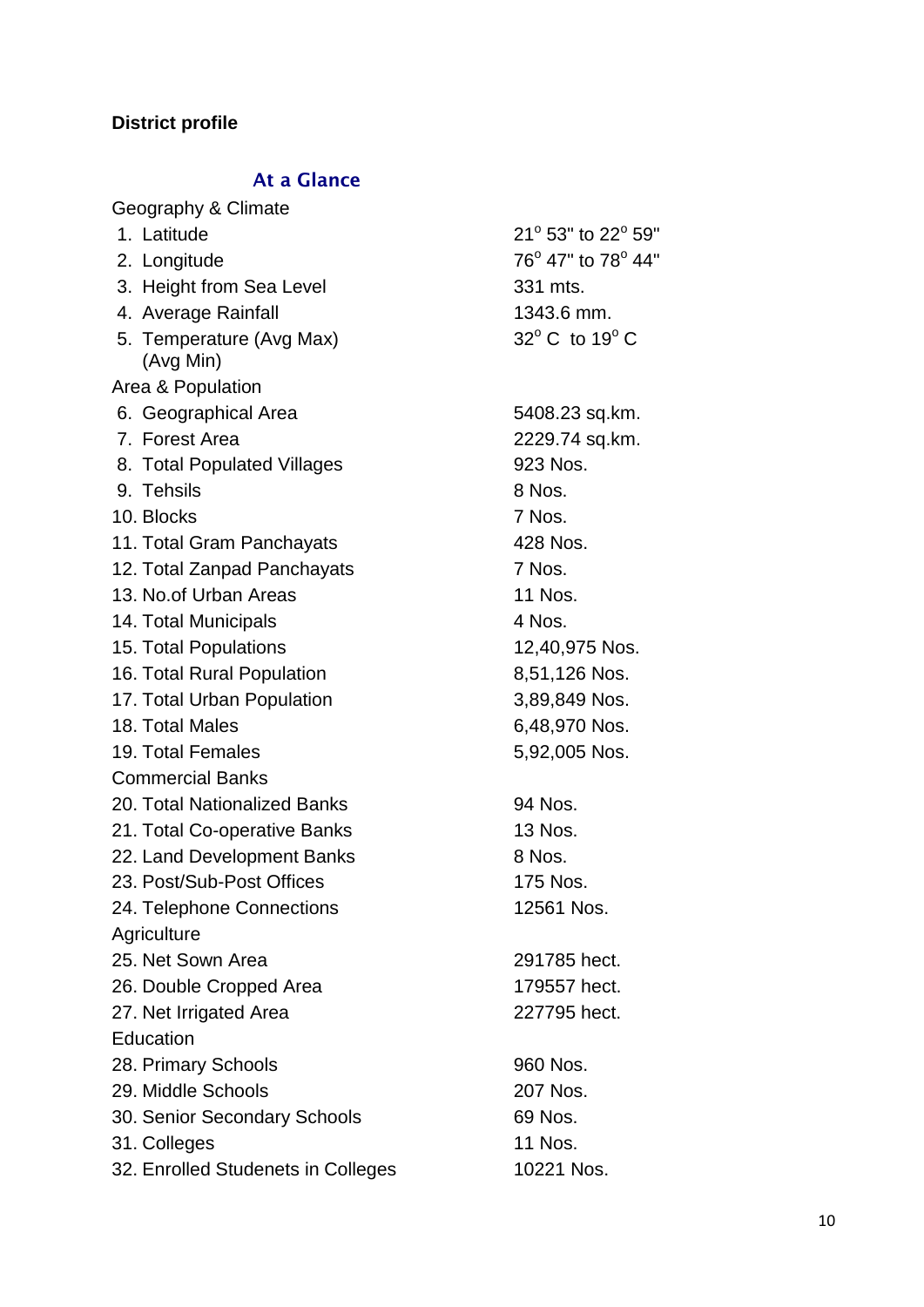**District profile**

## At a Glance

| | |
|---|---|
| **Geography & Climate** | |
| 1. Latitude | $21^{o}$ 53" to $22^{o}$ 59" |
| 2. Longitude | $76^{o}$ 47" to $78^{o}$ 44" |
| 3. Height from Sea Level | 331 mts. |
| 4. Average Rainfall | 1343.6 mm. |
| 5. Temperature (Avg Max) (Avg Min) | $32^{o}$ C to $19^{o}$ C |
| **Area & Population** | |
| 6. Geographical Area | 5408.23 sq.km. |
| 7. Forest Area | 2229.74 sq.km. |
| 8. Total Populated Villages | 923 Nos. |
| 9. Tehsils | 8 Nos. |
| 10. Blocks | 7 Nos. |
| 11. Total Gram Panchayats | 428 Nos. |
| 12. Total Zanpad Panchayats | 7 Nos. |
| 13. No.of Urban Areas | 11 Nos. |
| 14. Total Municipals | 4 Nos. |
| 15. Total Populations | 12,40,975 Nos. |
| 16. Total Rural Population | 8,51,126 Nos. |
| 17. Total Urban Population | 3,89,849 Nos. |
| 18. Total Males | 6,48,970 Nos. |
| 19. Total Females | 5,92,005 Nos. |
| **Commercial Banks** | |
| 20. Total Nationalized Banks | 94 Nos. |
| 21. Total Co-operative Banks | 13 Nos. |
| 22. Land Development Banks | 8 Nos. |
| 23. Post/Sub-Post Offices | 175 Nos. |
| 24. Telephone Connections | 12561 Nos. |
| **Agriculture** | |
| 25. Net Sown Area | 291785 hect. |
| 26. Double Cropped Area | 179557 hect. |
| 27. Net Irrigated Area | 227795 hect. |
| **Education** | |
| 28. Primary Schools | 960 Nos. |
| 29. Middle Schools | 207 Nos. |
| 30. Senior Secondary Schools | 69 Nos. |
| 31. Colleges | 11 Nos. |
| 32. Enrolled Studenets in Colleges | 10221 Nos. |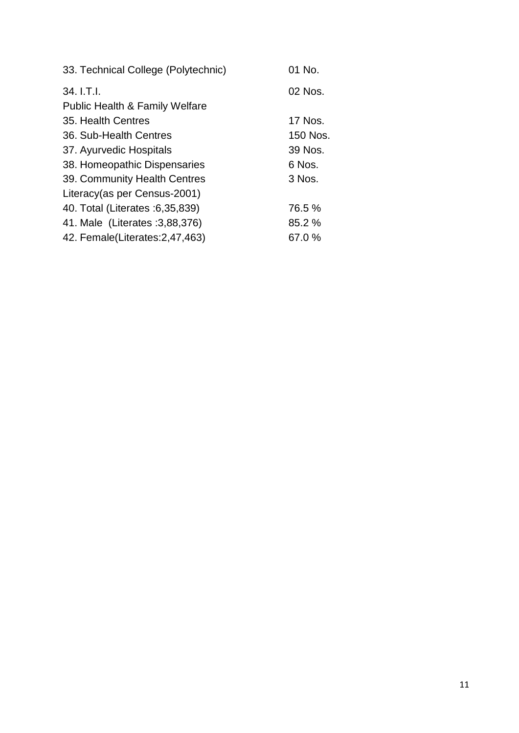| | |
|---|---|
| 33. Technical College (Polytechnic) | 01 No. |
| 34. I.T.I. | 02 Nos. |
| Public Health & Family Welfare | |
| 35. Health Centres | 17 Nos. |
| 36. Sub-Health Centres | 150 Nos. |
| 37. Ayurvedic Hospitals | 39 Nos. |
| 38. Homeopathic Dispensaries | 6 Nos. |
| 39. Community Health Centres | 3 Nos. |
| Literacy(as per Census-2001) | |
| 40. Total (Literates :6,35,839) | 76.5 % |
| 41. Male (Literates :3,88,376) | 85.2 % |
| 42. Female(Literates:2,47,463) | 67.0 % |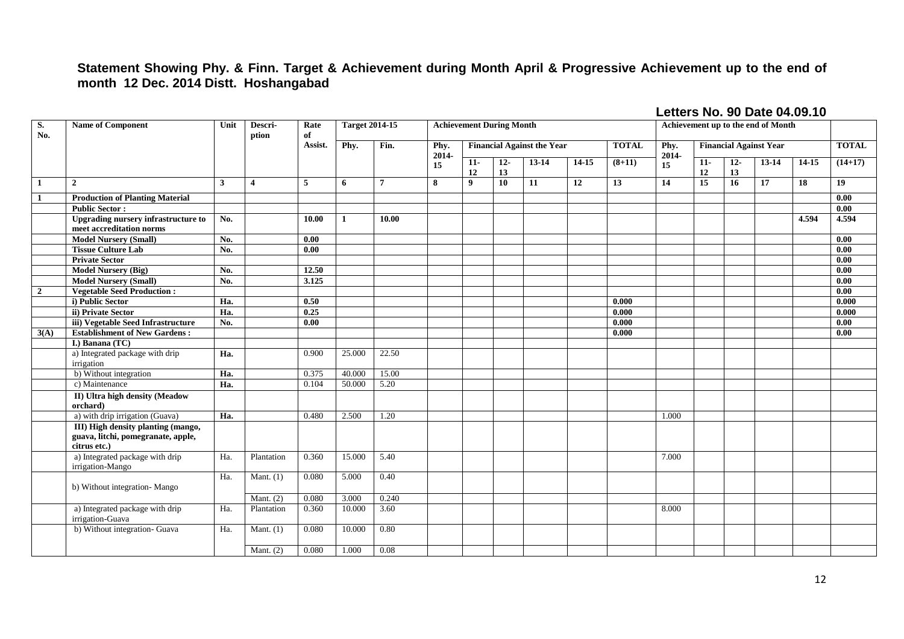**Statement Showing Phy. & Finn. Target & Achievement during Month April & Progressive Achievement up to the end of month 12 Dec. 2014 Distt. Hoshangabad**

**Letters No. 90 Date 04.09.10**

| S. No. | Name of Component | Unit | Descri-ption | Rate of Assist. | Target 2014-15 | | Achievement During Month | | | | | | Achievement up to the end of Month | | | | | |
|---|---|---|---|---|---|---|---|---|---|---|---|---|---|---|---|---|---|---|
| | | | | | Phy. | Fin. | Phy. 2014-15 | Financial Against the Year | | | | TOTAL | Phy. 2014-15 | Financial Against Year | | | | TOTAL |
| | | | | | | | | 11-12 | 12-13 | 13-14 | 14-15 | (8+11) | | 11-12 | 12-13 | 13-14 | 14-15 | (14+17) |
| 1 | 2 | 3 | 4 | 5 | 6 | 7 | 8 | 9 | 10 | 11 | 12 | 13 | 14 | 15 | 16 | 17 | 18 | 19 |
| 1 | **Production of Planting Material** | | | | | | | | | | | | | | | | | 0.00 |
| | **Public Sector :** | | | | | | | | | | | | | | | | | 0.00 |
| | **Upgrading nursery infrastructure to meet accreditation norms** | No. | | 10.00 | 1 | 10.00 | | | | | | | | | | | 4.594 | 4.594 |
| | **Model Nursery (Small)** | No. | | 0.00 | | | | | | | | | | | | | | 0.00 |
| | **Tissue Culture Lab** | No. | | 0.00 | | | | | | | | | | | | | | 0.00 |
| | **Private Sector** | | | | | | | | | | | | | | | | | 0.00 |
| | **Model Nursery (Big)** | No. | | 12.50 | | | | | | | | | | | | | | 0.00 |
| | **Model Nursery (Small)** | No. | | 3.125 | | | | | | | | | | | | | | 0.00 |
| 2 | **Vegetable Seed Production :** | | | | | | | | | | | | | | | | | 0.00 |
| | **i) Public Sector** | Ha. | | 0.50 | | | | | | | | 0.000 | | | | | | 0.000 |
| | **ii) Private Sector** | Ha. | | 0.25 | | | | | | | | 0.000 | | | | | | 0.000 |
| | **iii) Vegetable Seed Infrastructure** | No. | | 0.00 | | | | | | | | 0.000 | | | | | | 0.00 |
| 3(A) | **Establishment of New Gardens :** | | | | | | | | | | | 0.000 | | | | | | 0.00 |
| | **I.) Banana (TC)** | | | | | | | | | | | | | | | | | |
| | a) Integrated package with drip irrigation | Ha. | | 0.900 | 25.000 | 22.50 | | | | | | | | | | | | |
| | b) Without integration | Ha. | | 0.375 | 40.000 | 15.00 | | | | | | | | | | | | |
| | c) Maintenance | Ha. | | 0.104 | 50.000 | 5.20 | | | | | | | | | | | | |
| | **II) Ultra high density (Meadow orchard)** | | | | | | | | | | | | | | | | | |
| | a) with drip irrigation (Guava) | Ha. | | 0.480 | 2.500 | 1.20 | | | | | | | 1.000 | | | | | |
| | **III) High density planting (mango, guava, litchi, pomegranate, apple, citrus etc.)** | | | | | | | | | | | | | | | | | |
| | a) Integrated package with drip irrigation-Mango | Ha. | Plantation | 0.360 | 15.000 | 5.40 | | | | | | | 7.000 | | | | | |
| | b) Without integration- Mango | Ha. | Mant. (1) | 0.080 | 5.000 | 0.40 | | | | | | | | | | | | |
| | | | Mant. (2) | 0.080 | 3.000 | 0.240 | | | | | | | | | | | | |
| | a) Integrated package with drip irrigation-Guava | Ha. | Plantation | 0.360 | 10.000 | 3.60 | | | | | | | 8.000 | | | | | |
| | b) Without integration- Guava | Ha. | Mant. (1) | 0.080 | 10.000 | 0.80 | | | | | | | | | | | | |
| | | | Mant. (2) | 0.080 | 1.000 | 0.08 | | | | | | | | | | | | |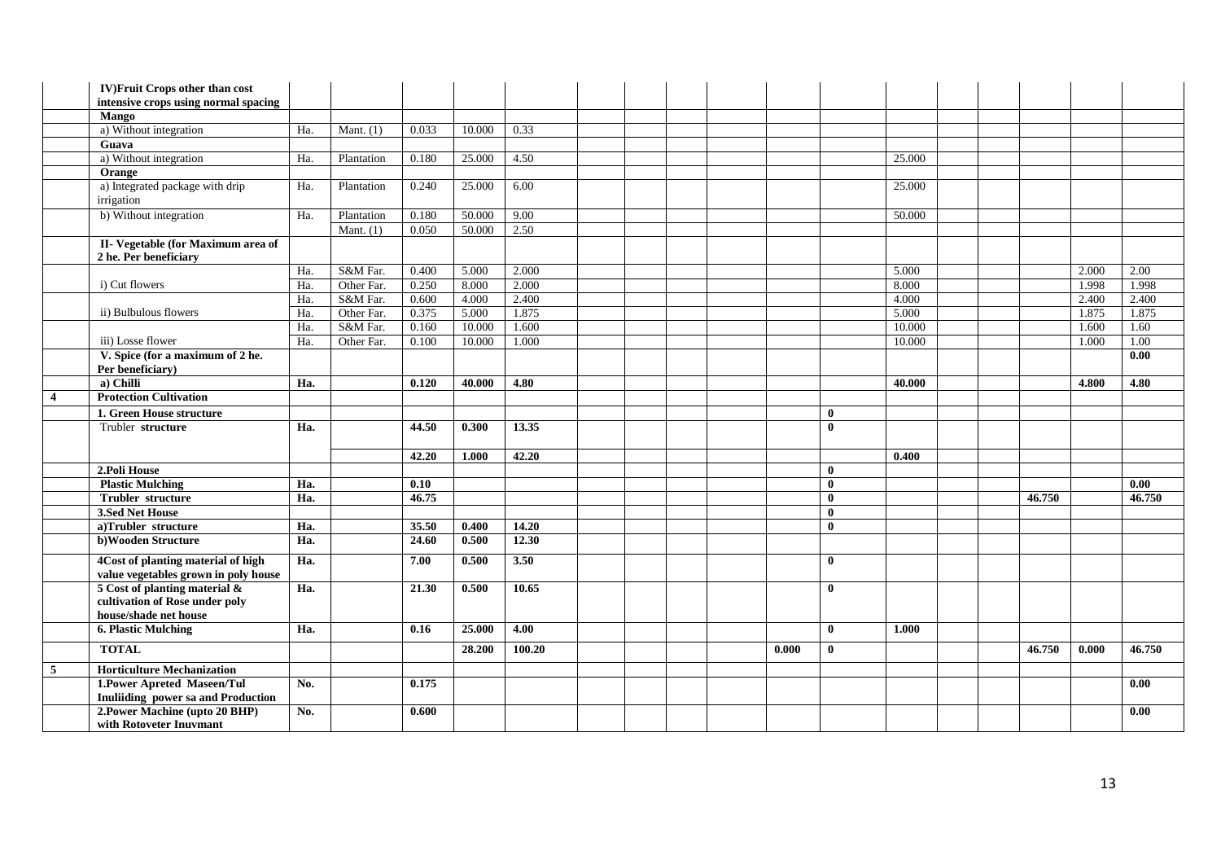| | | | | | | | | | | | | | | | | | | |
|---|---|---|---|---|---|---|---|---|---|---|---|---|---|---|---|---|---|---|
| | **IV)Fruit Crops other than cost intensive crops using normal spacing** | | | | | | | | | | | | | | | | | |
| | **Mango** | | | | | | | | | | | | | | | | | |
| | a) Without integration | Ha. | Mant. (1) | 0.033 | 10.000 | 0.33 | | | | | | | | | | | | |
| | **Guava** | | | | | | | | | | | | | | | | | |
| | a) Without integration | Ha. | Plantation | 0.180 | 25.000 | 4.50 | | | | | | | 25.000 | | | | | |
| | **Orange** | | | | | | | | | | | | | | | | | |
| | a) Integrated package with drip irrigation | Ha. | Plantation | 0.240 | 25.000 | 6.00 | | | | | | | 25.000 | | | | | |
| | b) Without integration | Ha. | Plantation | 0.180 | 50.000 | 9.00 | | | | | | | 50.000 | | | | | |
| | | | Mant. (1) | 0.050 | 50.000 | 2.50 | | | | | | | | | | | | |
| | **II- Vegetable (for Maximum area of 2 he. Per beneficiary** | | | | | | | | | | | | | | | | | |
| | | Ha. | S&M Far. | 0.400 | 5.000 | 2.000 | | | | | | | 5.000 | | | | 2.000 | 2.00 |
| | i) Cut flowers | Ha. | Other Far. | 0.250 | 8.000 | 2.000 | | | | | | | 8.000 | | | | 1.998 | 1.998 |
| | | Ha. | S&M Far. | 0.600 | 4.000 | 2.400 | | | | | | | 4.000 | | | | 2.400 | 2.400 |
| | ii) Bulbulous flowers | Ha. | Other Far. | 0.375 | 5.000 | 1.875 | | | | | | | 5.000 | | | | 1.875 | 1.875 |
| | | Ha. | S&M Far. | 0.160 | 10.000 | 1.600 | | | | | | | 10.000 | | | | 1.600 | 1.60 |
| | iii) Losse flower | Ha. | Other Far. | 0.100 | 10.000 | 1.000 | | | | | | | 10.000 | | | | 1.000 | 1.00 |
| | **V. Spice (for a maximum of 2 he. Per beneficiary)** | | | | | | | | | | | | | | | | | **0.00** |
| | **a) Chilli** | **Ha.** | | **0.120** | **40.000** | **4.80** | | | | | | | **40.000** | | | | **4.800** | **4.80** |
| **4** | **Protection Cultivation** | | | | | | | | | | | | | | | | | |
| | **1. Green House structure** | | | | | | | | | | | **0** | | | | | | |
| | Trubler **structure** | **Ha.** | | **44.50** | **0.300** | **13.35** | | | | | | **0** | | | | | | |
| | | | | **42.20** | **1.000** | **42.20** | | | | | | | **0.400** | | | | | |
| | **2.Poli House** | | | | | | | | | | | **0** | | | | | | |
| | **Plastic Mulching** | **Ha.** | | **0.10** | | | | | | | | **0** | | | | | | **0.00** |
| | **Trubler structure** | **Ha.** | | **46.75** | | | | | | | | **0** | | | | **46.750** | | **46.750** |
| | **3.Sed Net House** | | | | | | | | | | | **0** | | | | | | |
| | **a)Trubler structure** | **Ha.** | | **35.50** | **0.400** | **14.20** | | | | | | **0** | | | | | | |
| | **b)Wooden Structure** | **Ha.** | | **24.60** | **0.500** | **12.30** | | | | | | | | | | | | |
| | **4Cost of planting material of high value vegetables grown in poly house** | **Ha.** | | **7.00** | **0.500** | **3.50** | | | | | | **0** | | | | | | |
| | **5 Cost of planting material & cultivation of Rose under poly house/shade net house** | **Ha.** | | **21.30** | **0.500** | **10.65** | | | | | | **0** | | | | | | |
| | **6. Plastic Mulching** | **Ha.** | | **0.16** | **25.000** | **4.00** | | | | | | **0** | **1.000** | | | | | |
| | **TOTAL** | | | | **28.200** | **100.20** | | | | | **0.000** | **0** | | | | **46.750** | **0.000** | **46.750** |
| **5** | **Horticulture Mechanization** | | | | | | | | | | | | | | | | | |
| | **1.Power Apreted Maseen/Tul Inuliiding power sa and Production** | **No.** | | **0.175** | | | | | | | | | | | | | | **0.00** |
| | **2.Power Machine (upto 20 BHP) with Rotoveter Inuvmant** | **No.** | | **0.600** | | | | | | | | | | | | | | **0.00** |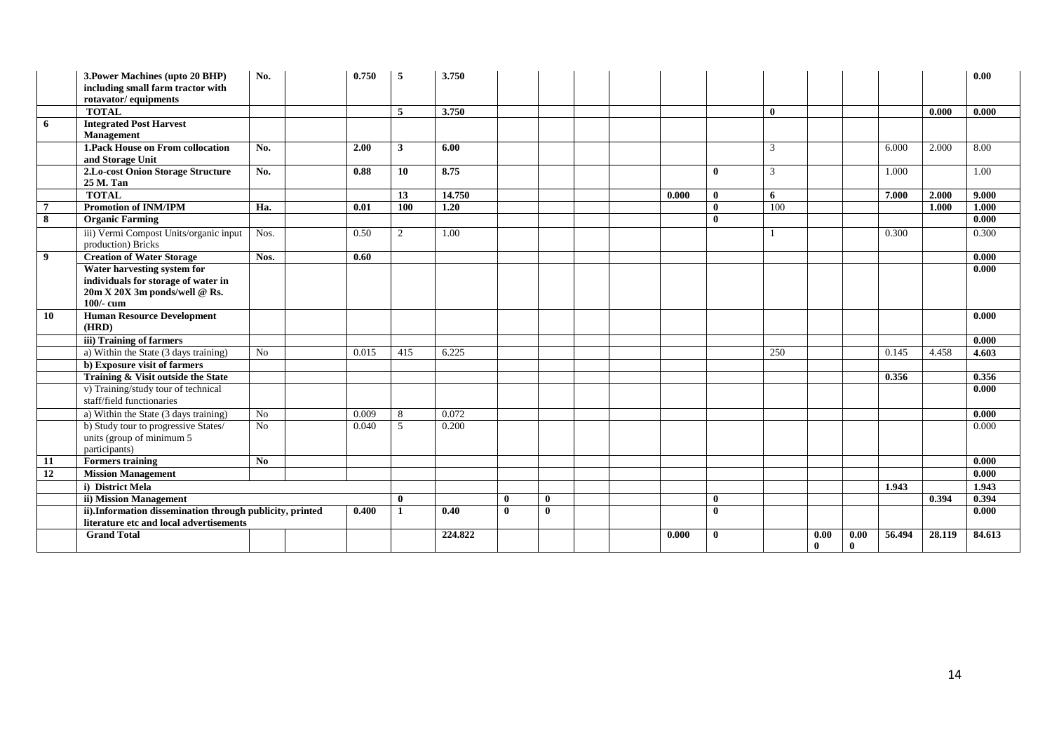| | | | | | | | | | | | | | | | | | | |
|---|---|---|---|---|---|---|---|---|---|---|---|---|---|---|---|---|---|---|
| | **3.Power Machines (upto 20 BHP) including small farm tractor with rotavator/ equipments** | **No.** | | **0.750** | **5** | **3.750** | | | | | | | | | | | | **0.00** |
| | **TOTAL** | | | | **5** | **3.750** | | | | | | | **0** | | | | **0.000** | **0.000** |
| **6** | **Integrated Post Harvest Management** | | | | | | | | | | | | | | | | | |
| | **1.Pack House on From collocation and Storage Unit** | **No.** | | **2.00** | **3** | **6.00** | | | | | | | 3 | | | 6.000 | 2.000 | 8.00 |
| | **2.Lo-cost Onion Storage Structure 25 M. Tan** | **No.** | | **0.88** | **10** | **8.75** | | | | | | **0** | 3 | | | 1.000 | | 1.00 |
| | **TOTAL** | | | | **13** | **14.750** | | | | | **0.000** | **0** | **6** | | | **7.000** | **2.000** | **9.000** |
| **7** | **Promotion of INM/IPM** | **Ha.** | | **0.01** | **100** | **1.20** | | | | | | **0** | 100 | | | | **1.000** | **1.000** |
| **8** | **Organic Farming** | | | | | | | | | | | **0** | | | | | | **0.000** |
| | iii) Vermi Compost Units/organic input production) Bricks | Nos. | | 0.50 | 2 | 1.00 | | | | | | | 1 | | | 0.300 | | 0.300 |
| **9** | **Creation of Water Storage** | **Nos.** | | **0.60** | | | | | | | | | | | | | | **0.000** |
| | **Water harvesting system for individuals for storage of water in 20m X 20X 3m ponds/well @ Rs. 100/- cum** | | | | | | | | | | | | | | | | | **0.000** |
| **10** | **Human Resource Development (HRD)** | | | | | | | | | | | | | | | | | **0.000** |
| | **iii) Training of farmers** | | | | | | | | | | | | | | | | | **0.000** |
| | a) Within the State (3 days training) | No | | 0.015 | 415 | 6.225 | | | | | | | 250 | | | 0.145 | 4.458 | **4.603** |
| | **b) Exposure visit of farmers** | | | | | | | | | | | | | | | | | |
| | **Training & Visit outside the State** | | | | | | | | | | | | | | | **0.356** | | **0.356** |
| | v) Training/study tour of technical staff/field functionaries | | | | | | | | | | | | | | | | | **0.000** |
| | a) Within the State (3 days training) | No | | 0.009 | 8 | 0.072 | | | | | | | | | | | | **0.000** |
| | b) Study tour to progressive States/ units (group of minimum 5 participants) | No | | 0.040 | 5 | 0.200 | | | | | | | | | | | | 0.000 |
| **11** | **Formers training** | **No** | | | | | | | | | | | | | | | | **0.000** |
| **12** | **Mission Management** | | | | | | | | | | | | | | | | | **0.000** |
| | **i) District Mela** | | | | | | | | | | | | | | | **1.943** | | **1.943** |
| | **ii) Mission Management** | | | | **0** | | **0** | **0** | | | | **0** | | | | | **0.394** | **0.394** |
| | **ii).Information dissemination through publicity, printed literature etc and local advertisements** | | | **0.400** | **1** | **0.40** | **0** | **0** | | | | **0** | | | | | | **0.000** |
| | **Grand Total** | | | | | **224.822** | | | | | **0.000** | **0** | | **0.000** | **0.000** | **56.494** | **28.119** | **84.613** |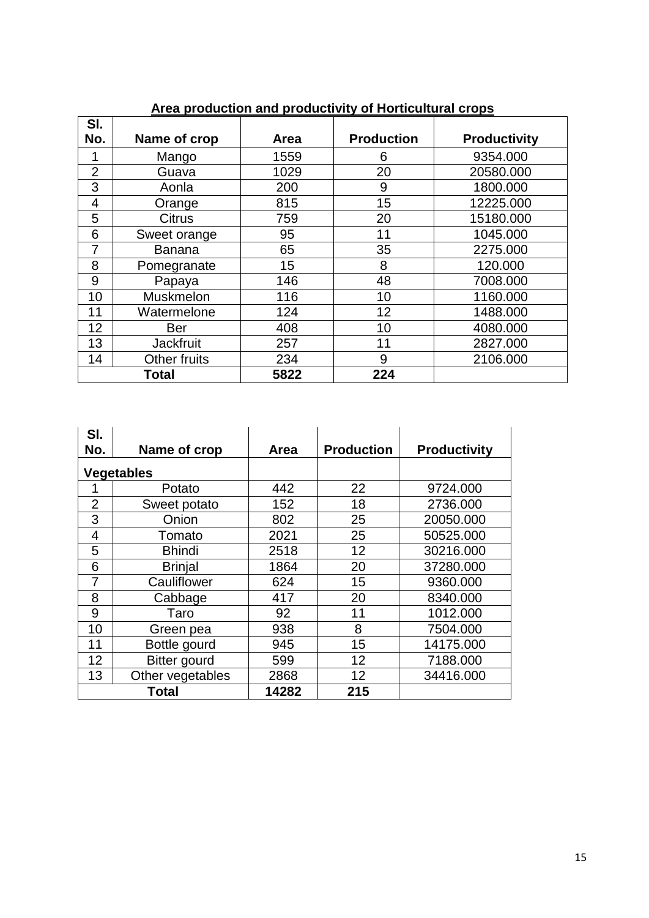**Area production and productivity of Horticultural crops**

| Sl. No. | Name of crop | Area | Production | Productivity |
|---|---|---|---|---|
| 1 | Mango | 1559 | 6 | 9354.000 |
| 2 | Guava | 1029 | 20 | 20580.000 |
| 3 | Aonla | 200 | 9 | 1800.000 |
| 4 | Orange | 815 | 15 | 12225.000 |
| 5 | Citrus | 759 | 20 | 15180.000 |
| 6 | Sweet orange | 95 | 11 | 1045.000 |
| 7 | Banana | 65 | 35 | 2275.000 |
| 8 | Pomegranate | 15 | 8 | 120.000 |
| 9 | Papaya | 146 | 48 | 7008.000 |
| 10 | Muskmelon | 116 | 10 | 1160.000 |
| 11 | Watermelone | 124 | 12 | 1488.000 |
| 12 | Ber | 408 | 10 | 4080.000 |
| 13 | Jackfruit | 257 | 11 | 2827.000 |
| 14 | Other fruits | 234 | 9 | 2106.000 |
| **Total** | | **5822** | **224** | |

| Sl. No. | Name of crop | Area | Production | Productivity |
|---|---|---|---|---|
| **Vegetables** | | | | |
| 1 | Potato | 442 | 22 | 9724.000 |
| 2 | Sweet potato | 152 | 18 | 2736.000 |
| 3 | Onion | 802 | 25 | 20050.000 |
| 4 | Tomato | 2021 | 25 | 50525.000 |
| 5 | Bhindi | 2518 | 12 | 30216.000 |
| 6 | Brinjal | 1864 | 20 | 37280.000 |
| 7 | Cauliflower | 624 | 15 | 9360.000 |
| 8 | Cabbage | 417 | 20 | 8340.000 |
| 9 | Taro | 92 | 11 | 1012.000 |
| 10 | Green pea | 938 | 8 | 7504.000 |
| 11 | Bottle gourd | 945 | 15 | 14175.000 |
| 12 | Bitter gourd | 599 | 12 | 7188.000 |
| 13 | Other vegetables | 2868 | 12 | 34416.000 |
| **Total** | | **14282** | **215** | |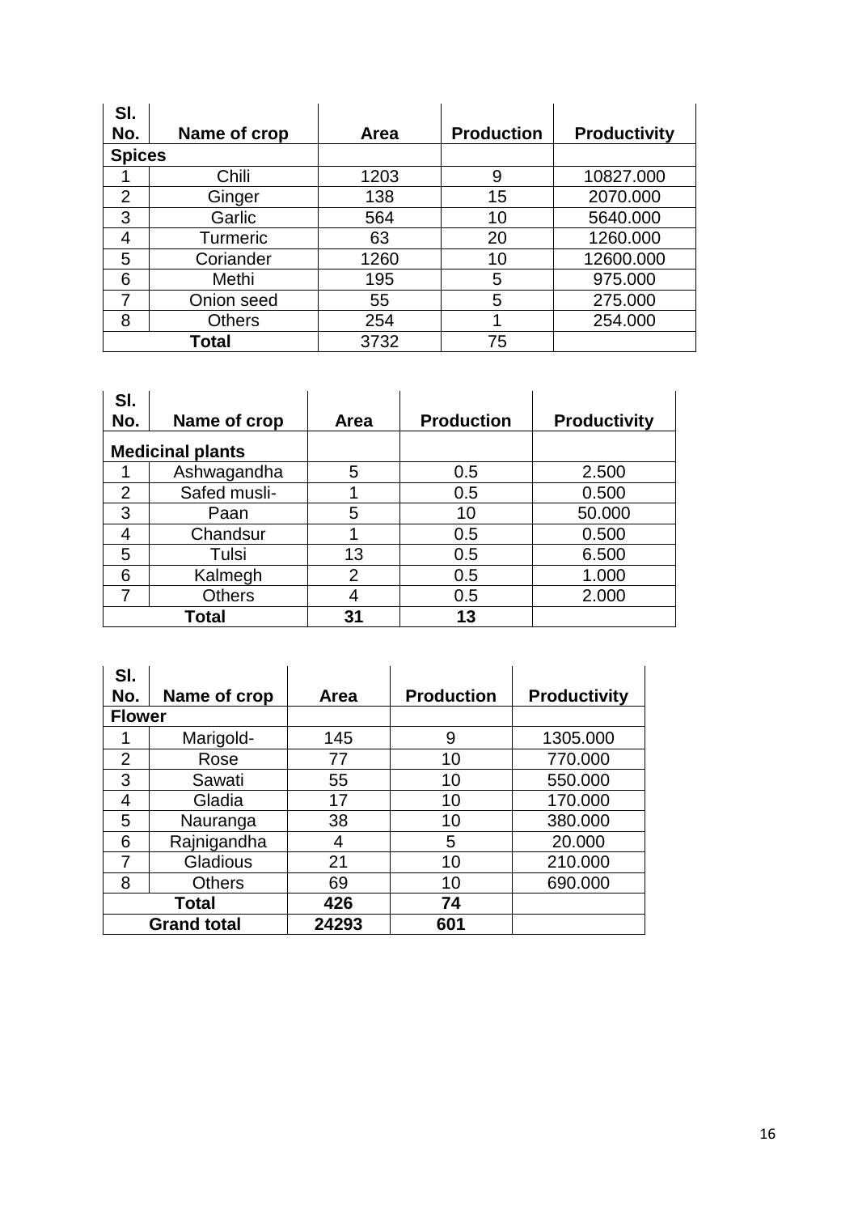| Sl. No. | Name of crop | Area | Production | Productivity |
|---|---|---|---|---|
| **Spices** | | | | |
| 1 | Chili | 1203 | 9 | 10827.000 |
| 2 | Ginger | 138 | 15 | 2070.000 |
| 3 | Garlic | 564 | 10 | 5640.000 |
| 4 | Turmeric | 63 | 20 | 1260.000 |
| 5 | Coriander | 1260 | 10 | 12600.000 |
| 6 | Methi | 195 | 5 | 975.000 |
| 7 | Onion seed | 55 | 5 | 275.000 |
| 8 | Others | 254 | 1 | 254.000 |
| **Total** | | 3732 | 75 | |

| Sl. No. | Name of crop | Area | Production | Productivity |
|---|---|---|---|---|
| **Medicinal plants** | | | | |
| 1 | Ashwagandha | 5 | 0.5 | 2.500 |
| 2 | Safed musli- | 1 | 0.5 | 0.500 |
| 3 | Paan | 5 | 10 | 50.000 |
| 4 | Chandsur | 1 | 0.5 | 0.500 |
| 5 | Tulsi | 13 | 0.5 | 6.500 |
| 6 | Kalmegh | 2 | 0.5 | 1.000 |
| 7 | Others | 4 | 0.5 | 2.000 |
| **Total** | | **31** | **13** | |

| Sl. No. | Name of crop | Area | Production | Productivity |
|---|---|---|---|---|
| **Flower** | | | | |
| 1 | Marigold- | 145 | 9 | 1305.000 |
| 2 | Rose | 77 | 10 | 770.000 |
| 3 | Sawati | 55 | 10 | 550.000 |
| 4 | Gladia | 17 | 10 | 170.000 |
| 5 | Nauranga | 38 | 10 | 380.000 |
| 6 | Rajnigandha | 4 | 5 | 20.000 |
| 7 | Gladious | 21 | 10 | 210.000 |
| 8 | Others | 69 | 10 | 690.000 |
| **Total** | | **426** | **74** | |
| **Grand total** | | **24293** | **601** | |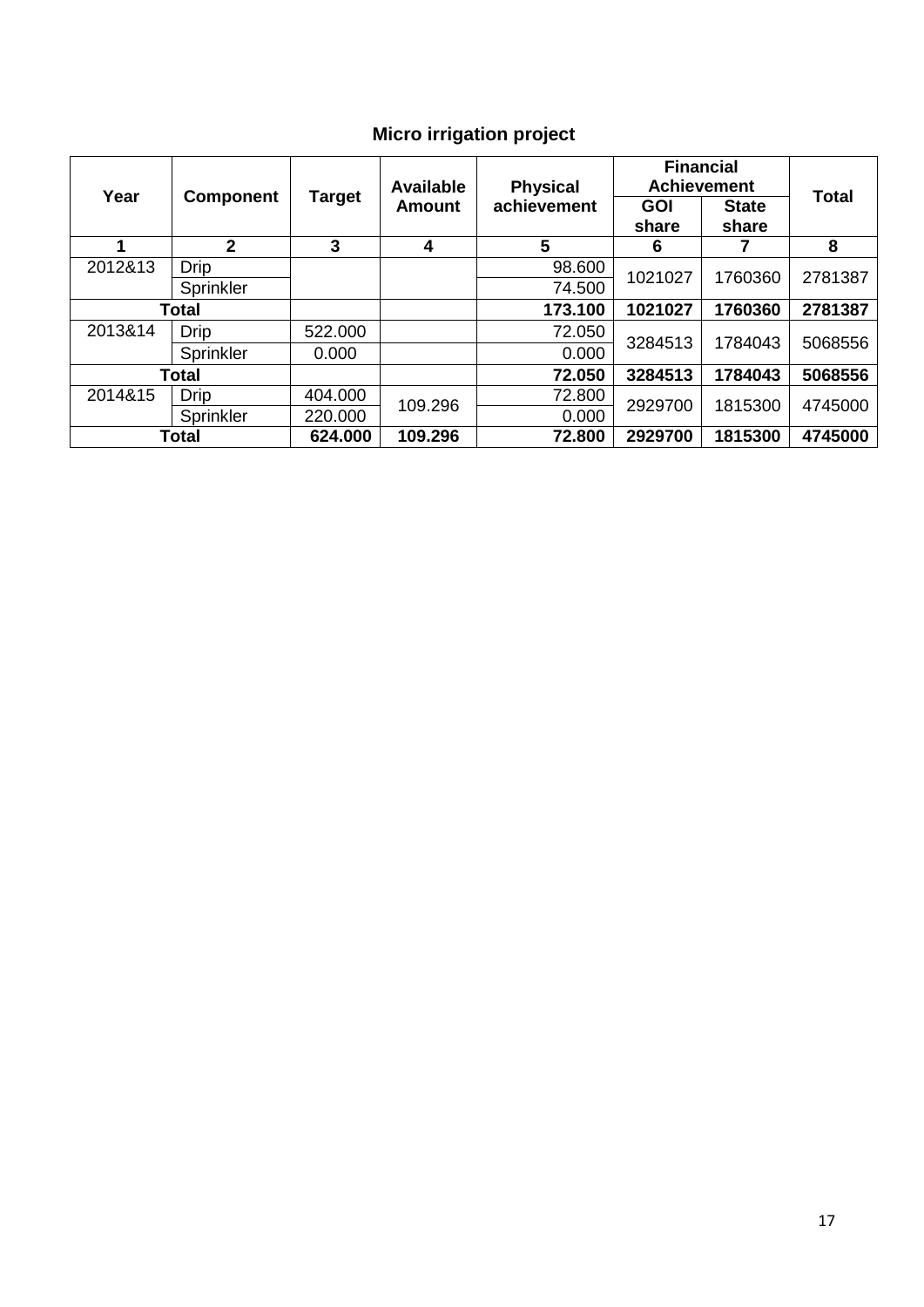# Micro irrigation project

| Year | Component | Target | Available Amount | Physical achievement | Financial Achievement | | Total |
|---|---|---|---|---|---|---|---|
| | | | | | GOI share | State share | |
| 1 | 2 | 3 | 4 | 5 | 6 | 7 | 8 |
| 2012&13 | Drip | | | 98.600 | 1021027 | 1760360 | 2781387 |
| | Sprinkler | | | 74.500 | | | |
| **Total** | | | | **173.100** | **1021027** | **1760360** | **2781387** |
| 2013&14 | Drip | 522.000 | | 72.050 | 3284513 | 1784043 | 5068556 |
| | Sprinkler | 0.000 | | 0.000 | | | |
| **Total** | | | | **72.050** | **3284513** | **1784043** | **5068556** |
| 2014&15 | Drip | 404.000 | 109.296 | 72.800 | 2929700 | 1815300 | 4745000 |
| | Sprinkler | 220.000 | | 0.000 | | | |
| **Total** | | **624.000** | **109.296** | **72.800** | **2929700** | **1815300** | **4745000** |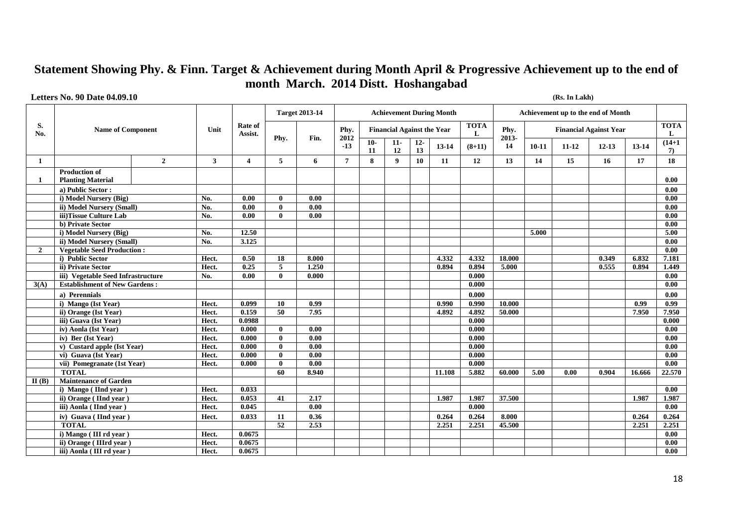# Statement Showing Phy. & Finn. Target & Achievement during Month April & Progressive Achievement up to the end of month March. 2014 Distt. Hoshangabad

**Letters No. 90 Date 04.09.10** **(Rs. In Lakh)**

| S. No. | Name of Component | Unit | Rate of Assist. | Target 2013-14 | | Achievement During Month | | | | | | Achievement up to the end of Month | | | | | |
|---|---|---|---|---|---|---|---|---|---|---|---|---|---|---|---|---|---|
| | | | | Phy. | Fin. | Phy. 2012-13 | Financial Against the Year | | | | TOTAL | Phy. 2013-14 | Financial Against Year | | | | TOTAL |
| | | | | | | | 10-11 | 11-12 | 12-13 | 13-14 | (8+11) | | 10-11 | 11-12 | 12-13 | 13-14 | (14+17) |
| 1 | 2 | 3 | 4 | 5 | 6 | 7 | 8 | 9 | 10 | 11 | 12 | 13 | 14 | 15 | 16 | 17 | 18 |
| 1 | Production of Planting Material | | | | | | | | | | | | | | | | 0.00 |
| | a) Public Sector : | | | | | | | | | | | | | | | | 0.00 |
| | i) Model Nursery (Big) | No. | 0.00 | 0 | 0.00 | | | | | | | | | | | | 0.00 |
| | ii) Model Nursery (Small) | No. | 0.00 | 0 | 0.00 | | | | | | | | | | | | 0.00 |
| | iii)Tissue Culture Lab | No. | 0.00 | 0 | 0.00 | | | | | | | | | | | | 0.00 |
| | b) Private Sector | | | | | | | | | | | | | | | | 0.00 |
| | i) Model Nursery (Big) | No. | 12.50 | | | | | | | | | | 5.000 | | | | 5.00 |
| | ii) Model Nursery (Small) | No. | 3.125 | | | | | | | | | | | | | | 0.00 |
| 2 | Vegetable Seed Production : | | | | | | | | | | | | | | | | 0.00 |
| | i) Public Sector | Hect. | 0.50 | 18 | 8.000 | | | | | 4.332 | 4.332 | 18.000 | | | 0.349 | 6.832 | 7.181 |
| | ii) Private Sector | Hect. | 0.25 | 5 | 1.250 | | | | | 0.894 | 0.894 | 5.000 | | | 0.555 | 0.894 | 1.449 |
| | iii) Vegetable Seed Infrastructure | No. | 0.00 | 0 | 0.000 | | | | | | 0.000 | | | | | | 0.00 |
| 3(A) | Establishment of New Gardens : | | | | | | | | | | 0.000 | | | | | | 0.00 |
| | a) Perennials | | | | | | | | | | 0.000 | | | | | | 0.00 |
| | i) Mango (Ist Year) | Hect. | 0.099 | 10 | 0.99 | | | | | 0.990 | 0.990 | 10.000 | | | | 0.99 | 0.99 |
| | ii) Orange (Ist Year) | Hect. | 0.159 | 50 | 7.95 | | | | | 4.892 | 4.892 | 50.000 | | | | 7.950 | 7.950 |
| | iii) Guava (Ist Year) | Hect. | 0.0988 | | | | | | | | 0.000 | | | | | | 0.000 |
| | iv) Aonla (Ist Year) | Hect. | 0.000 | 0 | 0.00 | | | | | | 0.000 | | | | | | 0.00 |
| | iv) Ber (Ist Year) | Hect. | 0.000 | 0 | 0.00 | | | | | | 0.000 | | | | | | 0.00 |
| | v) Custard apple (Ist Year) | Hect. | 0.000 | 0 | 0.00 | | | | | | 0.000 | | | | | | 0.00 |
| | vi) Guava (Ist Year) | Hect. | 0.000 | 0 | 0.00 | | | | | | 0.000 | | | | | | 0.00 |
| | vii) Pomegranate (1st Year) | Hect. | 0.000 | 0 | 0.00 | | | | | | 0.000 | | | | | | 0.00 |
| | TOTAL | | | 60 | 8.940 | | | | | 11.108 | 5.882 | 60.000 | 5.00 | 0.00 | 0.904 | 16.666 | 22.570 |
| II (B) | Maintenance of Garden | | | | | | | | | | | | | | | | |
| | i) Mango ( IInd year ) | Hect. | 0.033 | | | | | | | | | | | | | | 0.00 |
| | ii) Orange ( IInd year ) | Hect. | 0.053 | 41 | 2.17 | | | | | 1.987 | 1.987 | 37.500 | | | | 1.987 | 1.987 |
| | iii) Aonla ( IInd year ) | Hect. | 0.045 | | 0.00 | | | | | | 0.000 | | | | | | 0.00 |
| | iv) Guava ( IInd year ) | Hect. | 0.033 | 11 | 0.36 | | | | | 0.264 | 0.264 | 8.000 | | | | 0.264 | 0.264 |
| | TOTAL | | | 52 | 2.53 | | | | | 2.251 | 2.251 | 45.500 | | | | 2.251 | 2.251 |
| | i) Mango ( III rd year ) | Hect. | 0.0675 | | | | | | | | | | | | | | 0.00 |
| | ii) Orange ( IIIrd year ) | Hect. | 0.0675 | | | | | | | | | | | | | | 0.00 |
| | iii) Aonla ( III rd year ) | Hect. | 0.0675 | | | | | | | | | | | | | | 0.00 |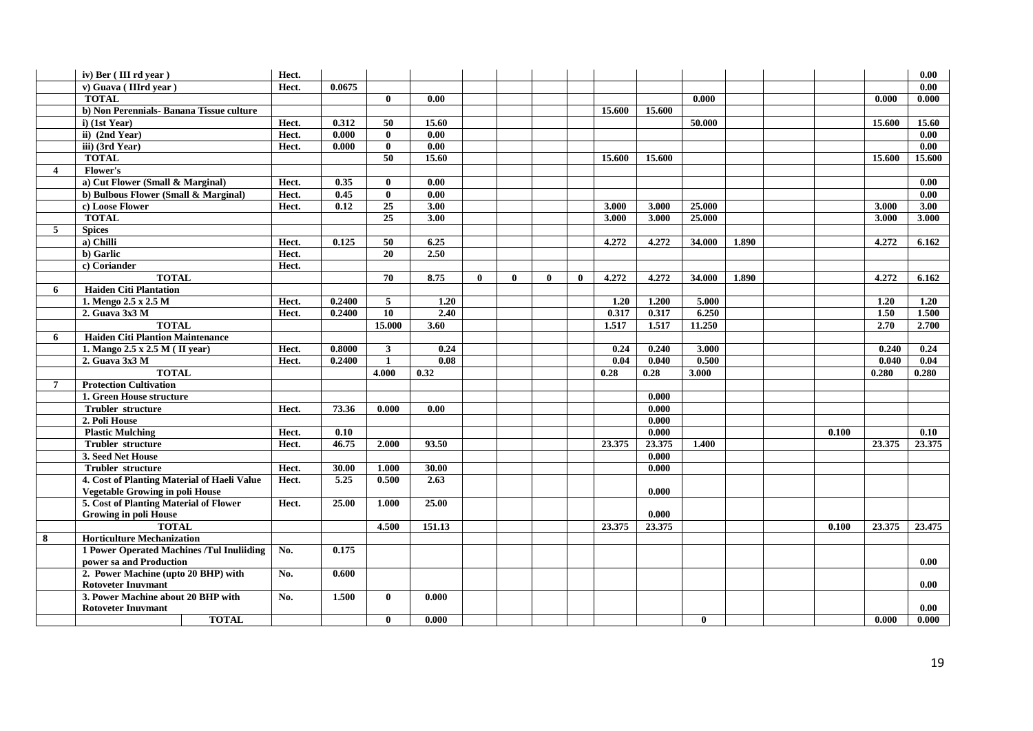| | | | | | | | | | | | | | | | | | |
|---|---|---|---|---|---|---|---|---|---|---|---|---|---|---|---|---|---|
| | **iv) Ber ( III rd year )** | **Hect.** | | | | | | | | | | | | | | | **0.00** |
| | **v) Guava ( IIIrd year )** | **Hect.** | **0.0675** | | | | | | | | | | | | | | **0.00** |
| | **TOTAL** | | | **0** | **0.00** | | | | | | | **0.000** | | | | **0.000** | **0.000** |
| | **b) Non Perennials- Banana Tissue culture** | | | | | | | | | **15.600** | **15.600** | | | | | | |
| | **i) (1st Year)** | **Hect.** | **0.312** | **50** | **15.60** | | | | | | | **50.000** | | | | **15.600** | **15.60** |
| | **ii) (2nd Year)** | **Hect.** | **0.000** | **0** | **0.00** | | | | | | | | | | | | **0.00** |
| | **iii) (3rd Year)** | **Hect.** | **0.000** | **0** | **0.00** | | | | | | | | | | | | **0.00** |
| | **TOTAL** | | | **50** | **15.60** | | | | | **15.600** | **15.600** | | | | | **15.600** | **15.600** |
| **4** | **Flower's** | | | | | | | | | | | | | | | | |
| | **a) Cut Flower (Small & Marginal)** | **Hect.** | **0.35** | **0** | **0.00** | | | | | | | | | | | | **0.00** |
| | **b) Bulbous Flower (Small & Marginal)** | **Hect.** | **0.45** | **0** | **0.00** | | | | | | | | | | | | **0.00** |
| | **c) Loose Flower** | **Hect.** | **0.12** | **25** | **3.00** | | | | | **3.000** | **3.000** | **25.000** | | | | **3.000** | **3.00** |
| | **TOTAL** | | | **25** | **3.00** | | | | | **3.000** | **3.000** | **25.000** | | | | **3.000** | **3.000** |
| **5** | **Spices** | | | | | | | | | | | | | | | | |
| | **a) Chilli** | **Hect.** | **0.125** | **50** | **6.25** | | | | | **4.272** | **4.272** | **34.000** | **1.890** | | | **4.272** | **6.162** |
| | **b) Garlic** | **Hect.** | | **20** | **2.50** | | | | | | | | | | | | |
| | **c) Coriander** | **Hect.** | | | | | | | | | | | | | | | |
| | **TOTAL** | | | **70** | **8.75** | **0** | **0** | **0** | **0** | **4.272** | **4.272** | **34.000** | **1.890** | | | **4.272** | **6.162** |
| **6** | **Haiden Citi Plantation** | | | | | | | | | | | | | | | | |
| | **1. Mengo 2.5 x 2.5 M** | **Hect.** | **0.2400** | **5** | **1.20** | | | | | **1.20** | **1.200** | **5.000** | | | | **1.20** | **1.20** |
| | **2. Guava 3x3 M** | **Hect.** | **0.2400** | **10** | **2.40** | | | | | **0.317** | **0.317** | **6.250** | | | | **1.50** | **1.500** |
| | **TOTAL** | | | **15.000** | **3.60** | | | | | **1.517** | **1.517** | **11.250** | | | | **2.70** | **2.700** |
| **6** | **Haiden Citi Plantion Maintenance** | | | | | | | | | | | | | | | | |
| | **1. Mango 2.5 x 2.5 M ( II year)** | **Hect.** | **0.8000** | **3** | **0.24** | | | | | **0.24** | **0.240** | **3.000** | | | | **0.240** | **0.24** |
| | **2. Guava 3x3 M** | **Hect.** | **0.2400** | **1** | **0.08** | | | | | **0.04** | **0.040** | **0.500** | | | | **0.040** | **0.04** |
| | **TOTAL** | | | **4.000** | **0.32** | | | | | **0.28** | **0.28** | **3.000** | | | | **0.280** | **0.280** |
| **7** | **Protection Cultivation** | | | | | | | | | | | | | | | | |
| | **1. Green House structure** | | | | | | | | | | **0.000** | | | | | | |
| | **Trubler structure** | **Hect.** | **73.36** | **0.000** | **0.00** | | | | | | **0.000** | | | | | | |
| | **2. Poli House** | | | | | | | | | | **0.000** | | | | | | |
| | **Plastic Mulching** | **Hect.** | **0.10** | | | | | | | | **0.000** | | | | **0.100** | | **0.10** |
| | **Trubler structure** | **Hect.** | **46.75** | **2.000** | **93.50** | | | | | **23.375** | **23.375** | **1.400** | | | | **23.375** | **23.375** |
| | **3. Seed Net House** | | | | | | | | | | **0.000** | | | | | | |
| | **Trubler structure** | **Hect.** | **30.00** | **1.000** | **30.00** | | | | | | **0.000** | | | | | | |
| | **4. Cost of Planting Material of Haeli Value Vegetable Growing in poli House** | **Hect.** | **5.25** | **0.500** | **2.63** | | | | | | **0.000** | | | | | | |
| | **5. Cost of Planting Material of Flower Growing in poli House** | **Hect.** | **25.00** | **1.000** | **25.00** | | | | | | **0.000** | | | | | | |
| | **TOTAL** | | | **4.500** | **151.13** | | | | | **23.375** | **23.375** | | | | **0.100** | **23.375** | **23.475** |
| **8** | **Horticulture Mechanization** | | | | | | | | | | | | | | | | |
| | **1 Power Operated Machines /Tul Inuliiding power sa and Production** | **No.** | **0.175** | | | | | | | | | | | | | | **0.00** |
| | **2. Power Machine (upto 20 BHP) with Rotoveter Inuvmant** | **No.** | **0.600** | | | | | | | | | | | | | | **0.00** |
| | **3. Power Machine about 20 BHP with Rotoveter Inuvmant** | **No.** | **1.500** | **0** | **0.000** | | | | | | | | | | | | **0.00** |
| | **TOTAL** | | | **0** | **0.000** | | | | | | | **0** | | | | **0.000** | **0.000** |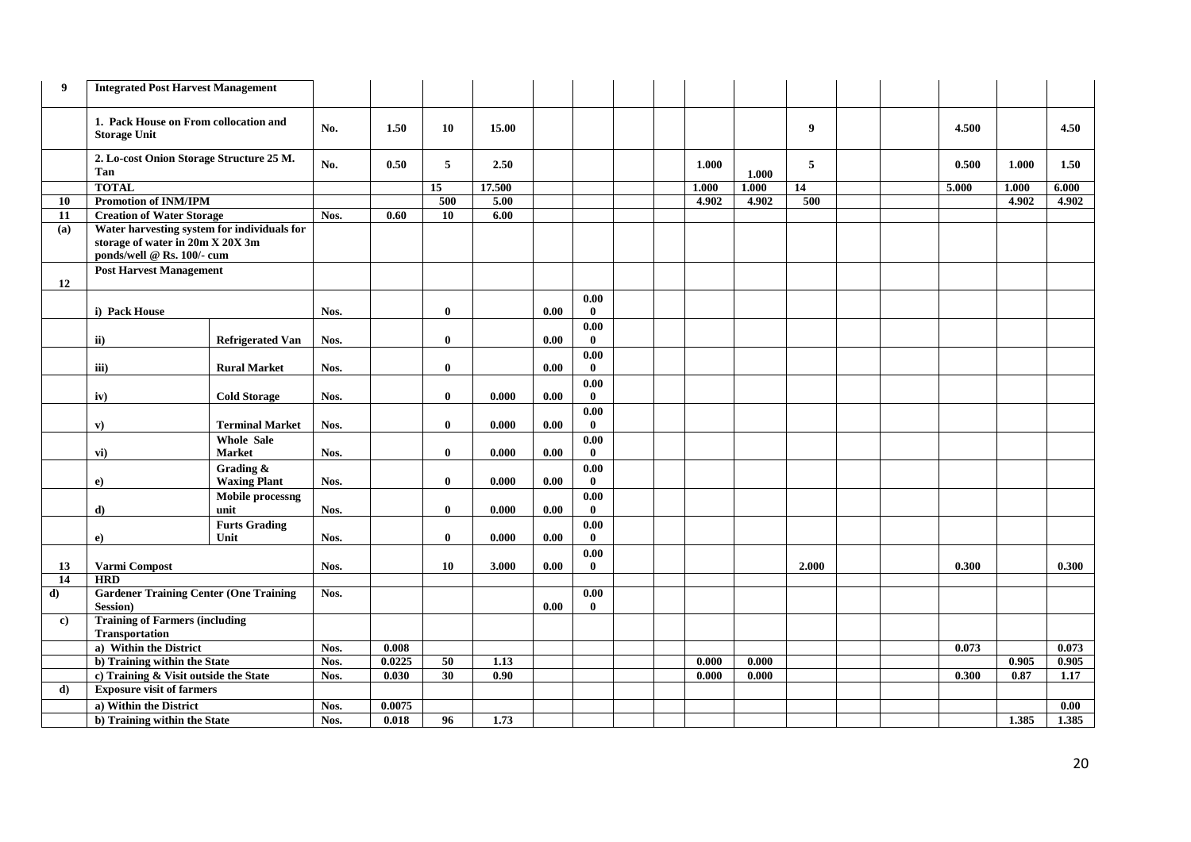| 9 | Integrated Post Harvest Management | | | | | | | | | | | | | | | | | |
|---|---|---|---|---|---|---|---|---|---|---|---|---|---|---|---|---|---|---|
| | 1. Pack House on From collocation and Storage Unit | | No. | 1.50 | 10 | 15.00 | | | | | | | 9 | | | 4.500 | | 4.50 |
| | 2. Lo-cost Onion Storage Structure 25 M. Tan | | No. | 0.50 | 5 | 2.50 | | | | | 1.000 | 1.000 | 5 | | | 0.500 | 1.000 | 1.50 |
| | TOTAL | | | | 15 | 17.500 | | | | | 1.000 | 1.000 | 14 | | | 5.000 | 1.000 | 6.000 |
| 10 | Promotion of INM/IPM | | | | 500 | 5.00 | | | | | 4.902 | 4.902 | 500 | | | | 4.902 | 4.902 |
| 11 | Creation of Water Storage | | Nos. | 0.60 | 10 | 6.00 | | | | | | | | | | | | |
| (a) | Water harvesting system for individuals for storage of water in 20m X 20X 3m ponds/well @ Rs. 100/- cum | | | | | | | | | | | | | | | | | |
| 12 | Post Harvest Management | | | | | | | | | | | | | | | | | |
| | i) Pack House | | Nos. | | 0 | | 0.00 | 0.000 | | | | | | | | | | |
| | ii) | Refrigerated Van | Nos. | | 0 | | 0.00 | 0.000 | | | | | | | | | | |
| | iii) | Rural Market | Nos. | | 0 | | 0.00 | 0.000 | | | | | | | | | | |
| | iv) | Cold Storage | Nos. | | 0 | 0.000 | 0.00 | 0.000 | | | | | | | | | | |
| | v) | Terminal Market | Nos. | | 0 | 0.000 | 0.00 | 0.000 | | | | | | | | | | |
| | vi) | Whole Sale Market | Nos. | | 0 | 0.000 | 0.00 | 0.000 | | | | | | | | | | |
| | e) | Grading & Waxing Plant | Nos. | | 0 | 0.000 | 0.00 | 0.000 | | | | | | | | | | |
| | d) | Mobile processng unit | Nos. | | 0 | 0.000 | 0.00 | 0.000 | | | | | | | | | | |
| | e) | Furts Grading Unit | Nos. | | 0 | 0.000 | 0.00 | 0.000 | | | | | | | | | | |
| 13 | Varmi Compost | | Nos. | | 10 | 3.000 | 0.00 | 0.000 | | | | | 2.000 | | | 0.300 | | 0.300 |
| 14 | HRD | | | | | | | | | | | | | | | | | |
| d) | Gardener Training Center (One Training Session) | | Nos. | | | | 0.00 | 0.000 | | | | | | | | | | |
| c) | Training of Farmers (including Transportation | | | | | | | | | | | | | | | | | |
| | a) Within the District | | Nos. | 0.008 | | | | | | | | | | | | 0.073 | | 0.073 |
| | b) Training within the State | | Nos. | 0.0225 | 50 | 1.13 | | | | | 0.000 | 0.000 | | | | | 0.905 | 0.905 |
| | c) Training & Visit outside the State | | Nos. | 0.030 | 30 | 0.90 | | | | | 0.000 | 0.000 | | | | 0.300 | 0.87 | 1.17 |
| d) | Exposure visit of farmers | | | | | | | | | | | | | | | | | |
| | a) Within the District | | Nos. | 0.0075 | | | | | | | | | | | | | | 0.00 |
| | b) Training within the State | | Nos. | 0.018 | 96 | 1.73 | | | | | | | | | | | 1.385 | 1.385 |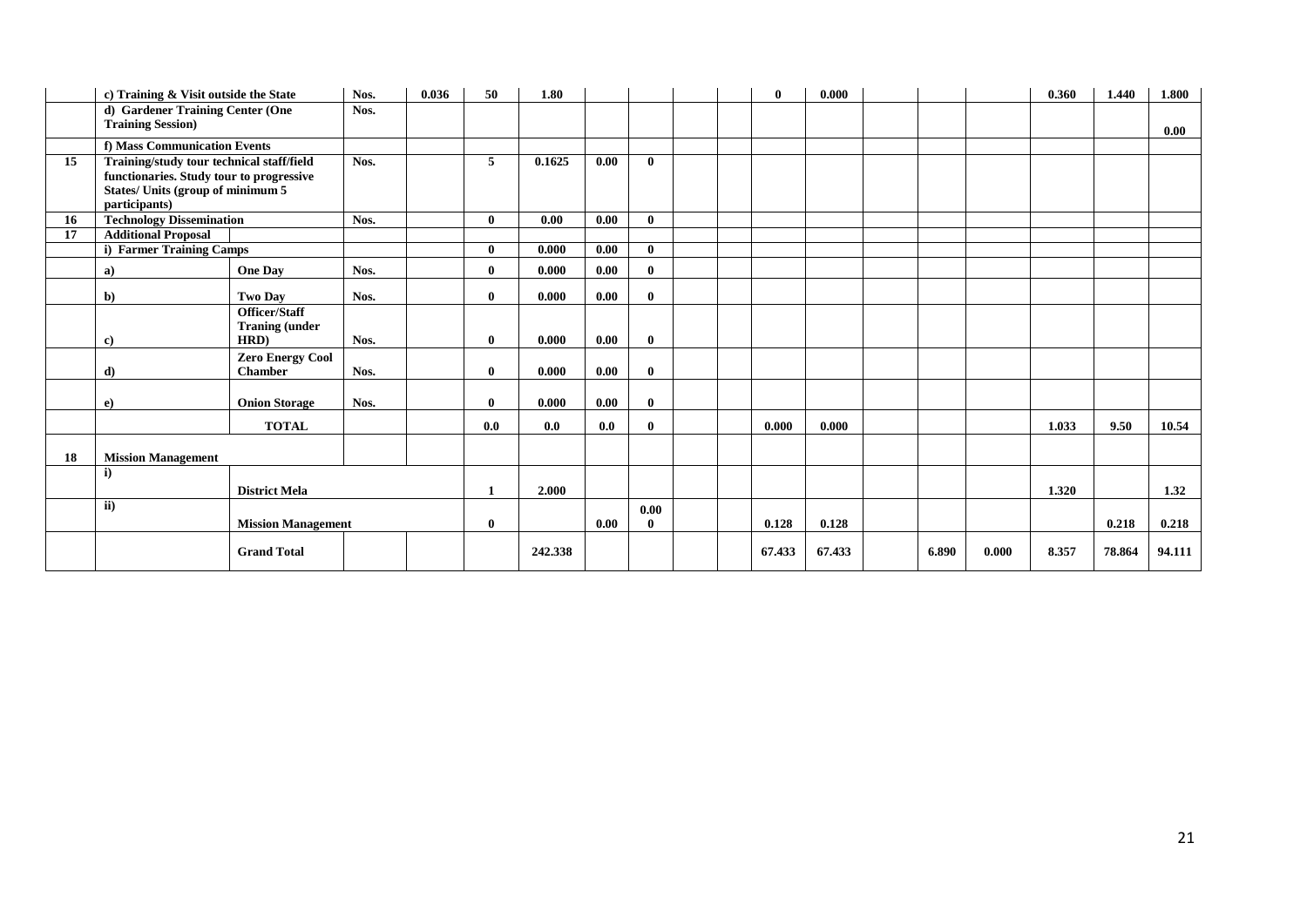| | | | | | | | | | | | | | | | | | | |
|---|---|---|---|---|---|---|---|---|---|---|---|---|---|---|---|---|---|---|
| | **c) Training & Visit outside the State** | | **Nos.** | **0.036** | **50** | **1.80** | | | | | **0** | **0.000** | | | | **0.360** | **1.440** | **1.800** |
| | **d) Gardener Training Center (One Training Session)** | | **Nos.** | | | | | | | | | | | | | | | **0.00** |
| | **f) Mass Communication Events** | | | | | | | | | | | | | | | | | |
| **15** | **Training/study tour technical staff/field functionaries. Study tour to progressive States/ Units (group of minimum 5 participants)** | | **Nos.** | | **5** | **0.1625** | **0.00** | **0** | | | | | | | | | | |
| **16** | **Technology Dissemination** | | **Nos.** | | **0** | **0.00** | **0.00** | **0** | | | | | | | | | | |
| **17** | **Additional Proposal** | | | | | | | | | | | | | | | | | |
| | **i) Farmer Training Camps** | | | | **0** | **0.000** | **0.00** | **0** | | | | | | | | | | |
| | **a)** | **One Day** | **Nos.** | | **0** | **0.000** | **0.00** | **0** | | | | | | | | | | |
| | **b)** | **Two Day** | **Nos.** | | **0** | **0.000** | **0.00** | **0** | | | | | | | | | | |
| | **c)** | **Officer/Staff Traning (under HRD)** | **Nos.** | | **0** | **0.000** | **0.00** | **0** | | | | | | | | | | |
| | **d)** | **Zero Energy Cool Chamber** | **Nos.** | | **0** | **0.000** | **0.00** | **0** | | | | | | | | | | |
| | **e)** | **Onion Storage** | **Nos.** | | **0** | **0.000** | **0.00** | **0** | | | | | | | | | | |
| | | **TOTAL** | | | **0.0** | **0.0** | **0.0** | **0** | | | **0.000** | **0.000** | | | | **1.033** | **9.50** | **10.54** |
| **18** | **Mission Management** | | | | | | | | | | | | | | | | | |
| | **i)** | **District Mela** | | | **1** | **2.000** | | | | | | | | | | **1.320** | | **1.32** |
| | **ii)** | **Mission Management** | | | **0** | | **0.00** | **0.00 0** | | | **0.128** | **0.128** | | | | | **0.218** | **0.218** |
| | | **Grand Total** | | | | **242.338** | | | | | **67.433** | **67.433** | | **6.890** | **0.000** | **8.357** | **78.864** | **94.111** |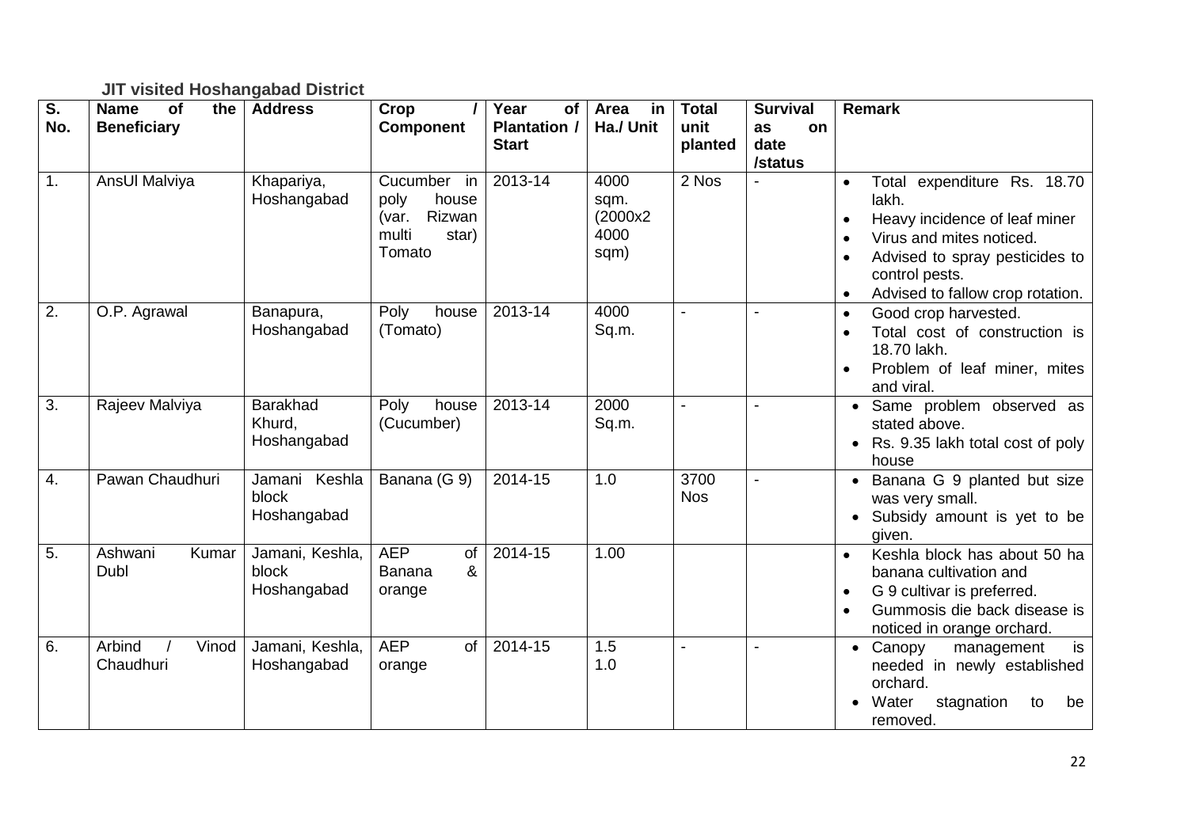**JIT visited Hoshangabad District**

| S. No. | Name of the Beneficiary | Address | Crop / Component | Year of Plantation / Start | Area in Ha./ Unit | Total unit planted | Survival as on date /status | Remark |
|---|---|---|---|---|---|---|---|---|
| 1. | AnsUl Malviya | Khapariya, Hoshangabad | Cucumber in poly house (var. Rizwan multi star) Tomato | 2013-14 | 4000 sqm. (2000x2 4000 sqm) | 2 Nos | - | • Total expenditure Rs. 18.70 lakh. • Heavy incidence of leaf miner • Virus and mites noticed. • Advised to spray pesticides to control pests. • Advised to fallow crop rotation. |
| 2. | O.P. Agrawal | Banapura, Hoshangabad | Poly house (Tomato) | 2013-14 | 4000 Sq.m. | - | - | • Good crop harvested. • Total cost of construction is 18.70 lakh. • Problem of leaf miner, mites and viral. |
| 3. | Rajeev Malviya | Barakhad Khurd, Hoshangabad | Poly house (Cucumber) | 2013-14 | 2000 Sq.m. | - | - | • Same problem observed as stated above. • Rs. 9.35 lakh total cost of poly house |
| 4. | Pawan Chaudhuri | Jamani Keshla block Hoshangabad | Banana (G 9) | 2014-15 | 1.0 | 3700 Nos | - | • Banana G 9 planted but size was very small. • Subsidy amount is yet to be given. |
| 5. | Ashwani Kumar Dubl | Jamani, Keshla, block Hoshangabad | AEP of Banana & orange | 2014-15 | 1.00 | | | • Keshla block has about 50 ha banana cultivation and • G 9 cultivar is preferred. • Gummosis die back disease is noticed in orange orchard. |
| 6. | Arbind / Vinod Chaudhuri | Jamani, Keshla, Hoshangabad | AEP of orange | 2014-15 | 1.5 1.0 | - | - | • Canopy management is needed in newly established orchard. • Water stagnation to be removed. |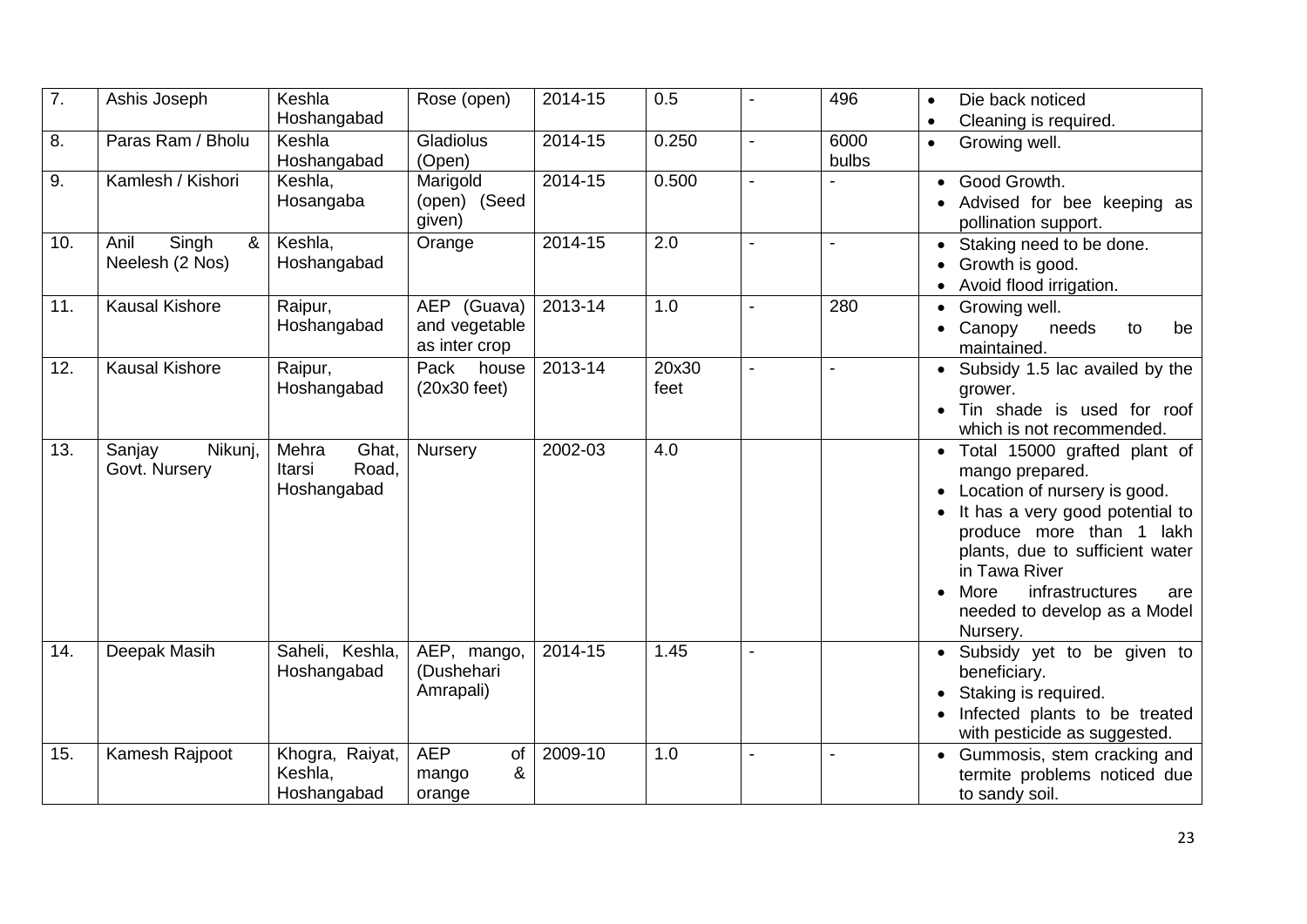| 7. | Ashis Joseph | Keshla Hoshangabad | Rose (open) | 2014-15 | 0.5 | - | 496 | • Die back noticed<br>• Cleaning is required. |
|---|---|---|---|---|---|---|---|---|
| 8. | Paras Ram / Bholu | Keshla Hoshangabad | Gladiolus (Open) | 2014-15 | 0.250 | - | 6000 bulbs | • Growing well. |
| 9. | Kamlesh / Kishori | Keshla, Hosangaba | Marigold (open) (Seed given) | 2014-15 | 0.500 | - | - | • Good Growth.<br>• Advised for bee keeping as pollination support. |
| 10. | Anil Singh & Neelesh (2 Nos) | Keshla, Hoshangabad | Orange | 2014-15 | 2.0 | - | - | • Staking need to be done.<br>• Growth is good.<br>• Avoid flood irrigation. |
| 11. | Kausal Kishore | Raipur, Hoshangabad | AEP (Guava) and vegetable as inter crop | 2013-14 | 1.0 | - | 280 | • Growing well.<br>• Canopy needs to be maintained. |
| 12. | Kausal Kishore | Raipur, Hoshangabad | Pack house (20x30 feet) | 2013-14 | 20x30 feet | - | - | • Subsidy 1.5 lac availed by the grower.<br>• Tin shade is used for roof which is not recommended. |
| 13. | Sanjay Nikunj, Govt. Nursery | Mehra Ghat, Itarsi Road, Hoshangabad | Nursery | 2002-03 | 4.0 | | | • Total 15000 grafted plant of mango prepared.<br>• Location of nursery is good.<br>• It has a very good potential to produce more than 1 lakh plants, due to sufficient water in Tawa River<br>• More infrastructures are needed to develop as a Model Nursery. |
| 14. | Deepak Masih | Saheli, Keshla, Hoshangabad | AEP, mango, (Dushehari Amrapali) | 2014-15 | 1.45 | - | | • Subsidy yet to be given to beneficiary.<br>• Staking is required.<br>• Infected plants to be treated with pesticide as suggested. |
| 15. | Kamesh Rajpoot | Khogra, Raiyat, Keshla, Hoshangabad | AEP of mango & orange | 2009-10 | 1.0 | - | - | • Gummosis, stem cracking and termite problems noticed due to sandy soil. |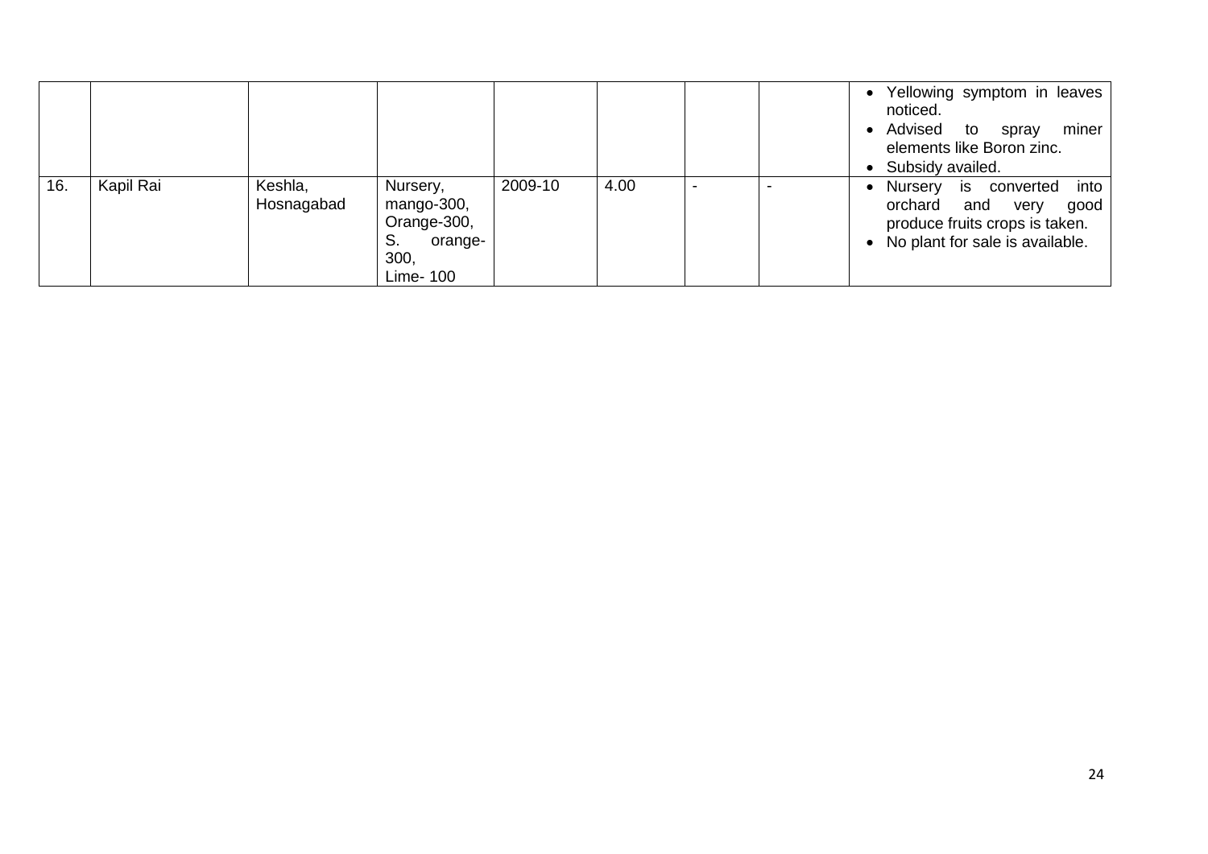| | | | | | | | | |
|---|---|---|---|---|---|---|---|---|
| | | | | | | | | • Yellowing symptom in leaves noticed.<br>• Advised to spray miner elements like Boron zinc.<br>• Subsidy availed. |
| 16. | Kapil Rai | Keshla, Hosnagabad | Nursery, mango-300, Orange-300, S. orange-300, Lime- 100 | 2009-10 | 4.00 | - | - | • Nursery is converted into orchard and very good produce fruits crops is taken.<br>• No plant for sale is available. |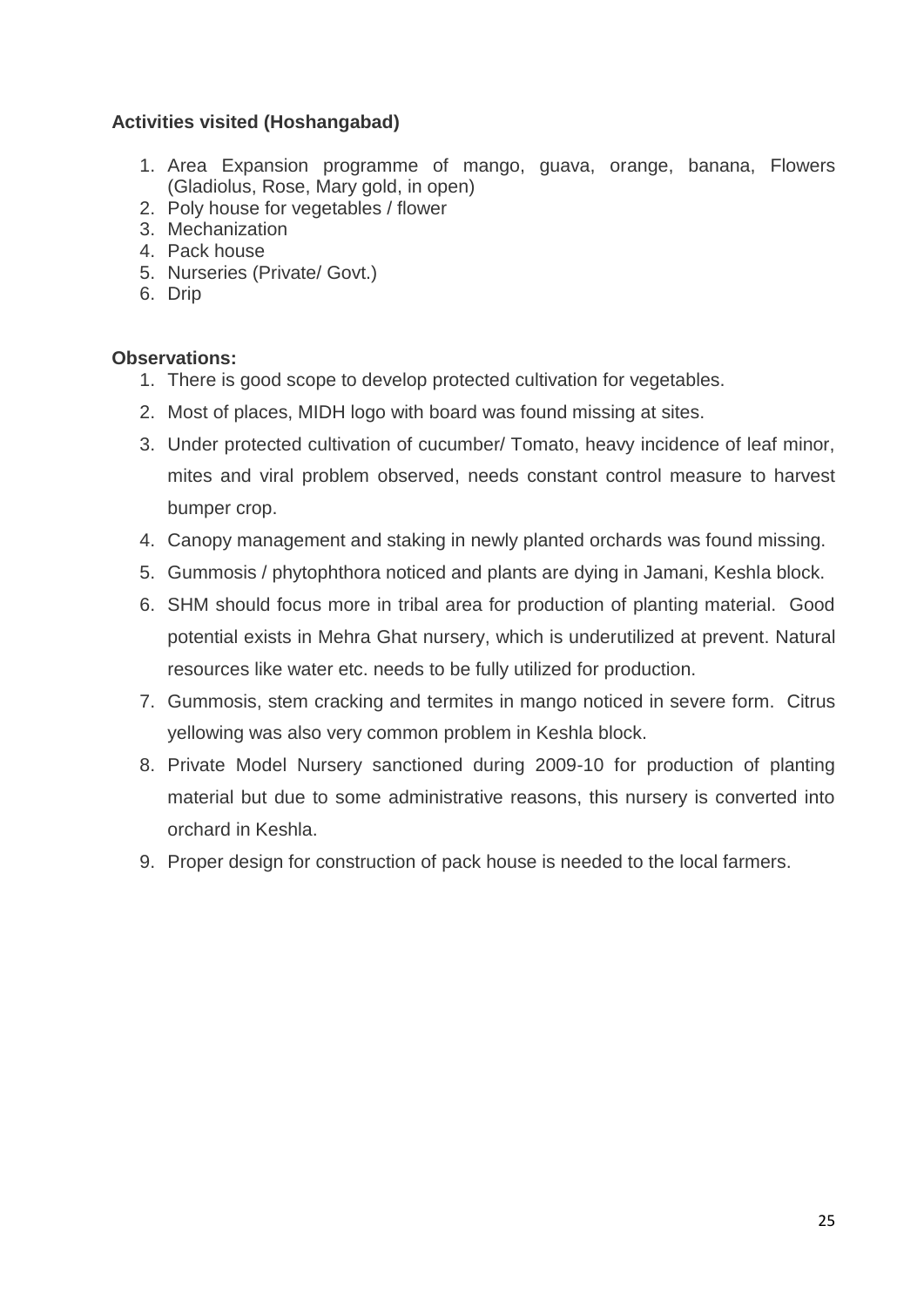**Activities visited (Hoshangabad)**

1. Area Expansion programme of mango, guava, orange, banana, Flowers (Gladiolus, Rose, Mary gold, in open)
2. Poly house for vegetables / flower
3. Mechanization
4. Pack house
5. Nurseries (Private/ Govt.)
6. Drip

**Observations:**

1. There is good scope to develop protected cultivation for vegetables.
2. Most of places, MIDH logo with board was found missing at sites.
3. Under protected cultivation of cucumber/ Tomato, heavy incidence of leaf minor, mites and viral problem observed, needs constant control measure to harvest bumper crop.
4. Canopy management and staking in newly planted orchards was found missing.
5. Gummosis / phytophthora noticed and plants are dying in Jamani, Keshla block.
6. SHM should focus more in tribal area for production of planting material. Good potential exists in Mehra Ghat nursery, which is underutilized at prevent. Natural resources like water etc. needs to be fully utilized for production.
7. Gummosis, stem cracking and termites in mango noticed in severe form. Citrus yellowing was also very common problem in Keshla block.
8. Private Model Nursery sanctioned during 2009-10 for production of planting material but due to some administrative reasons, this nursery is converted into orchard in Keshla.
9. Proper design for construction of pack house is needed to the local farmers.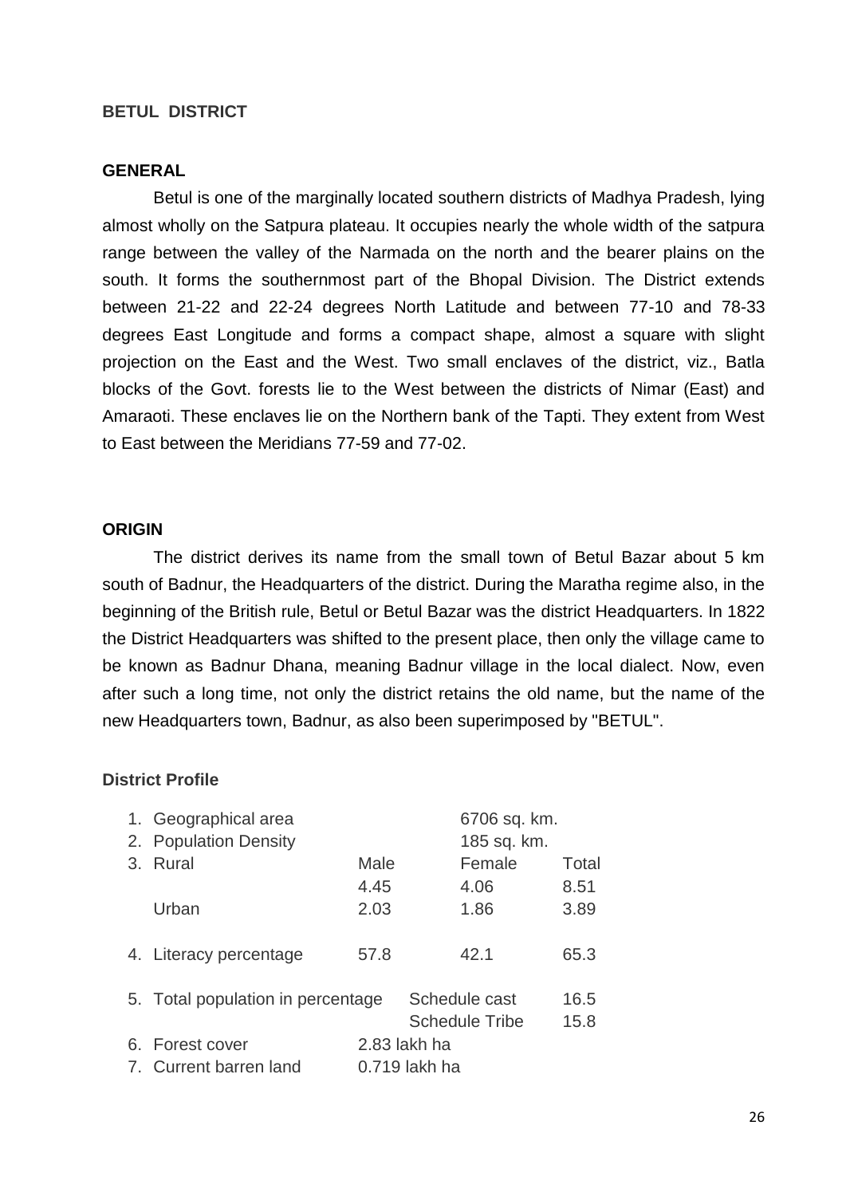**BETUL DISTRICT**

**GENERAL**

Betul is one of the marginally located southern districts of Madhya Pradesh, lying almost wholly on the Satpura plateau. It occupies nearly the whole width of the satpura range between the valley of the Narmada on the north and the bearer plains on the south. It forms the southernmost part of the Bhopal Division. The District extends between 21-22 and 22-24 degrees North Latitude and between 77-10 and 78-33 degrees East Longitude and forms a compact shape, almost a square with slight projection on the East and the West. Two small enclaves of the district, viz., Batla blocks of the Govt. forests lie to the West between the districts of Nimar (East) and Amaraoti. These enclaves lie on the Northern bank of the Tapti. They extent from West to East between the Meridians 77-59 and 77-02.

**ORIGIN**

The district derives its name from the small town of Betul Bazar about 5 km south of Badnur, the Headquarters of the district. During the Maratha regime also, in the beginning of the British rule, Betul or Betul Bazar was the district Headquarters. In 1822 the District Headquarters was shifted to the present place, then only the village came to be known as Badnur Dhana, meaning Badnur village in the local dialect. Now, even after such a long time, not only the district retains the old name, but the name of the new Headquarters town, Badnur, as also been superimposed by "BETUL".

**District Profile**

| | | | | |
|---|---|---|---|---|
| 1. | Geographical area | | 6706 sq. km. | |
| 2. | Population Density | | 185 sq. km. | |
| 3. | Rural | Male | Female | Total |
| | | 4.45 | 4.06 | 8.51 |
| | Urban | 2.03 | 1.86 | 3.89 |
| 4. | Literacy percentage | 57.8 | 42.1 | 65.3 |
| 5. | Total population in percentage | | Schedule cast | 16.5 |
| | | | Schedule Tribe | 15.8 |
| 6. | Forest cover | 2.83 lakh ha | | |
| 7. | Current barren land | 0.719 lakh ha | | |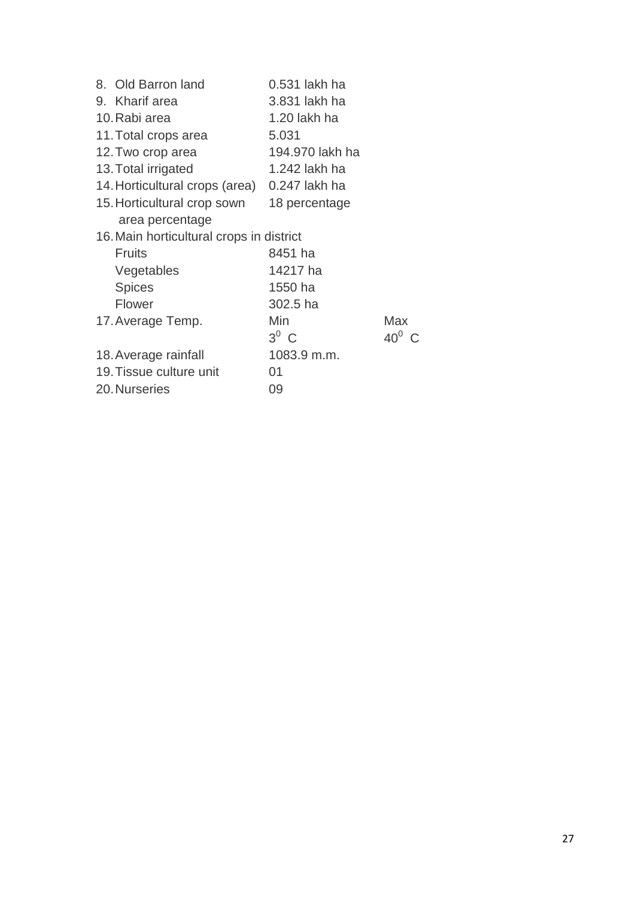8. Old Barron land 0.531 lakh ha
9. Kharif area 3.831 lakh ha
10. Rabi area 1.20 lakh ha
11. Total crops area 5.031
12. Two crop area 194.970 lakh ha
13. Total irrigated 1.242 lakh ha
14. Horticultural crops (area) 0.247 lakh ha
15. Horticultural crop sown area percentage 18 percentage
16. Main horticultural crops in district

| | |
|---|---|
| Fruits | 8451 ha |
| Vegetables | 14217 ha |
| Spices | 1550 ha |
| Flower | 302.5 ha |

17. Average Temp.

| Min | Max |
|---|---|
| $3^0$ C | $40^0$ C |

18. Average rainfall 1083.9 m.m.
19. Tissue culture unit 01
20. Nurseries 09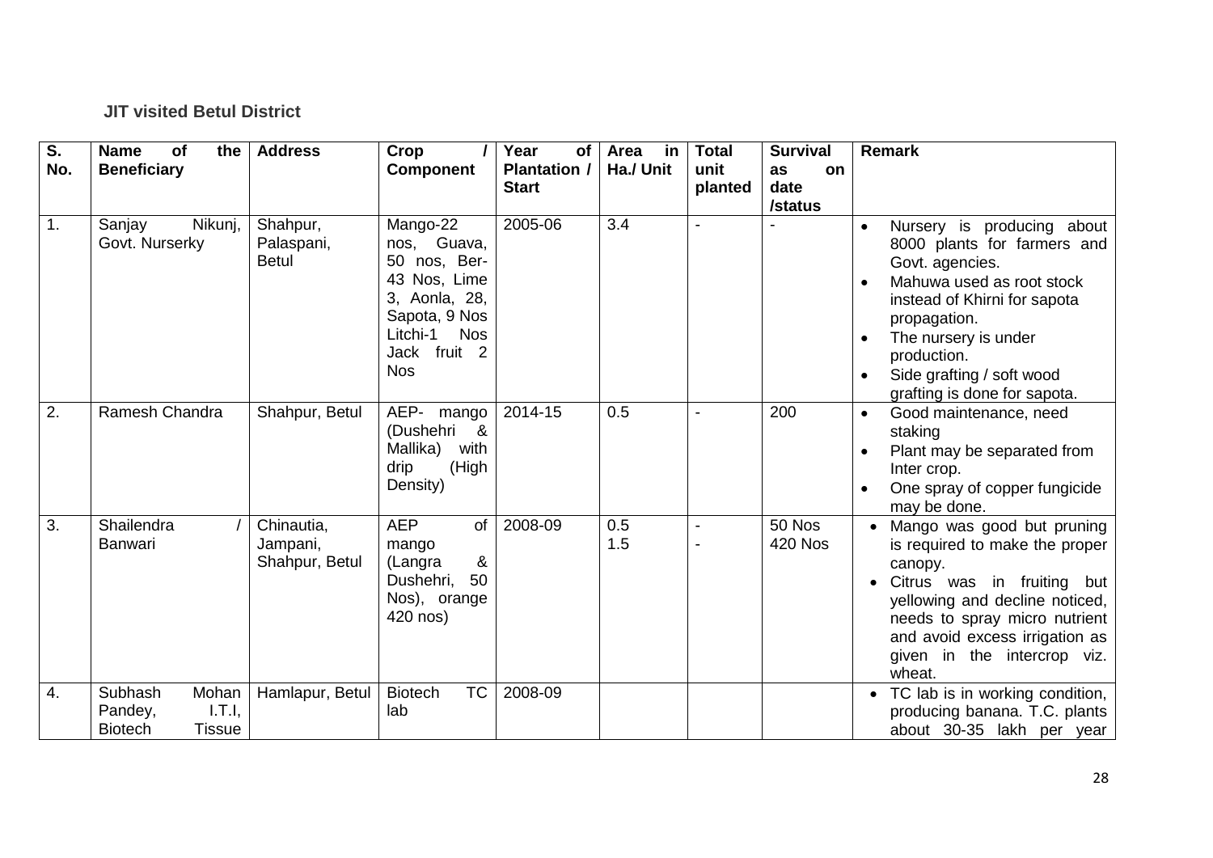**JIT visited Betul District**

| S. No. | Name of the Beneficiary | Address | Crop / Component | Year of Plantation / Start | Area in Ha./ Unit | Total unit planted | Survival as on date /status | Remark |
|---|---|---|---|---|---|---|---|---|
| 1. | Sanjay Nikunj, Govt. Nurserky | Shahpur, Palaspani, Betul | Mango-22 nos, Guava, 50 nos, Ber-43 Nos, Lime 3, Aonla, 28, Sapota, 9 Nos Litchi-1 Nos Jack fruit 2 Nos | 2005-06 | 3.4 | - | - | • Nursery is producing about 8000 plants for farmers and Govt. agencies. • Mahuwa used as root stock instead of Khirni for sapota propagation. • The nursery is under production. • Side grafting / soft wood grafting is done for sapota. |
| 2. | Ramesh Chandra | Shahpur, Betul | AEP- mango (Dushehri & Mallika) with drip (High Density) | 2014-15 | 0.5 | - | 200 | • Good maintenance, need staking • Plant may be separated from Inter crop. • One spray of copper fungicide may be done. |
| 3. | Shailendra / Banwari | Chinautia, Jampani, Shahpur, Betul | AEP of mango (Langra & Dushehri, 50 Nos), orange 420 nos) | 2008-09 | 0.5<br>1.5 | -<br>- | 50 Nos<br>420 Nos | • Mango was good but pruning is required to make the proper canopy. • Citrus was in fruiting but yellowing and decline noticed, needs to spray micro nutrient and avoid excess irrigation as given in the intercrop viz. wheat. |
| 4. | Subhash Mohan Pandey, I.T.I, Biotech Tissue | Hamlapur, Betul | Biotech TC lab | 2008-09 | | | | • TC lab is in working condition, producing banana. T.C. plants about 30-35 lakh per year |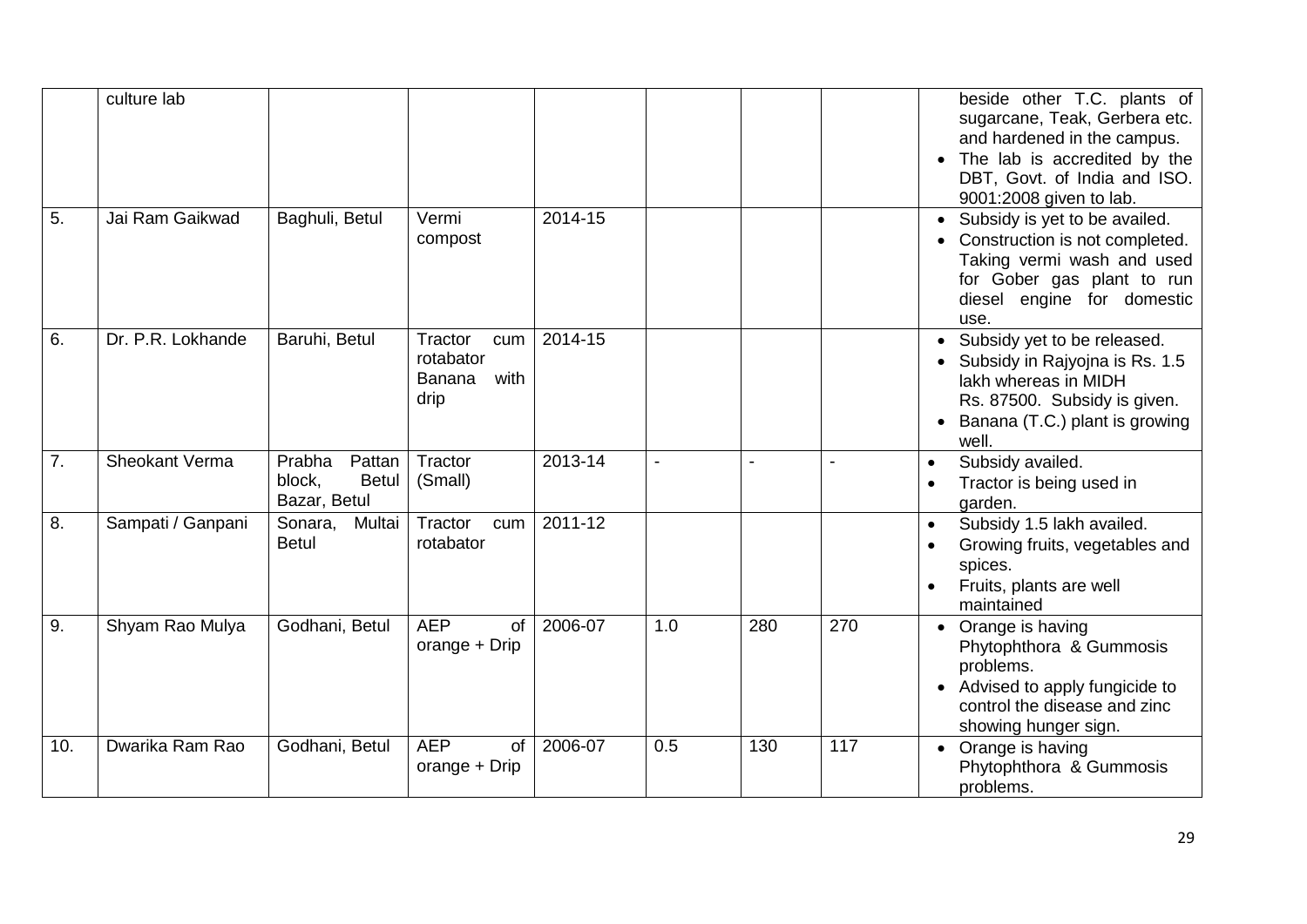| | | | | | | | | |
|---|---|---|---|---|---|---|---|---|
| | culture lab | | | | | | | • beside other T.C. plants of sugarcane, Teak, Gerbera etc. and hardened in the campus.<br>• The lab is accredited by the DBT, Govt. of India and ISO. 9001:2008 given to lab. |
| 5. | Jai Ram Gaikwad | Baghuli, Betul | Vermi compost | 2014-15 | | | | • Subsidy is yet to be availed.<br>• Construction is not completed. Taking vermi wash and used for Gober gas plant to run diesel engine for domestic use. |
| 6. | Dr. P.R. Lokhande | Baruhi, Betul | Tractor cum rotabator Banana with drip | 2014-15 | | | | • Subsidy yet to be released.<br>• Subsidy in Rajyojna is Rs. 1.5 lakh whereas in MIDH Rs. 87500. Subsidy is given.<br>• Banana (T.C.) plant is growing well. |
| 7. | Sheokant Verma | Prabha Pattan block, Betul Bazar, Betul | Tractor (Small) | 2013-14 | - | - | - | • Subsidy availed.<br>• Tractor is being used in garden. |
| 8. | Sampati / Ganpani | Sonara, Multai Betul | Tractor cum rotabator | 2011-12 | | | | • Subsidy 1.5 lakh availed.<br>• Growing fruits, vegetables and spices.<br>• Fruits, plants are well maintained |
| 9. | Shyam Rao Mulya | Godhani, Betul | AEP of orange + Drip | 2006-07 | 1.0 | 280 | 270 | • Orange is having Phytophthora & Gummosis problems.<br>• Advised to apply fungicide to control the disease and zinc showing hunger sign. |
| 10. | Dwarika Ram Rao | Godhani, Betul | AEP of orange + Drip | 2006-07 | 0.5 | 130 | 117 | • Orange is having Phytophthora & Gummosis problems. |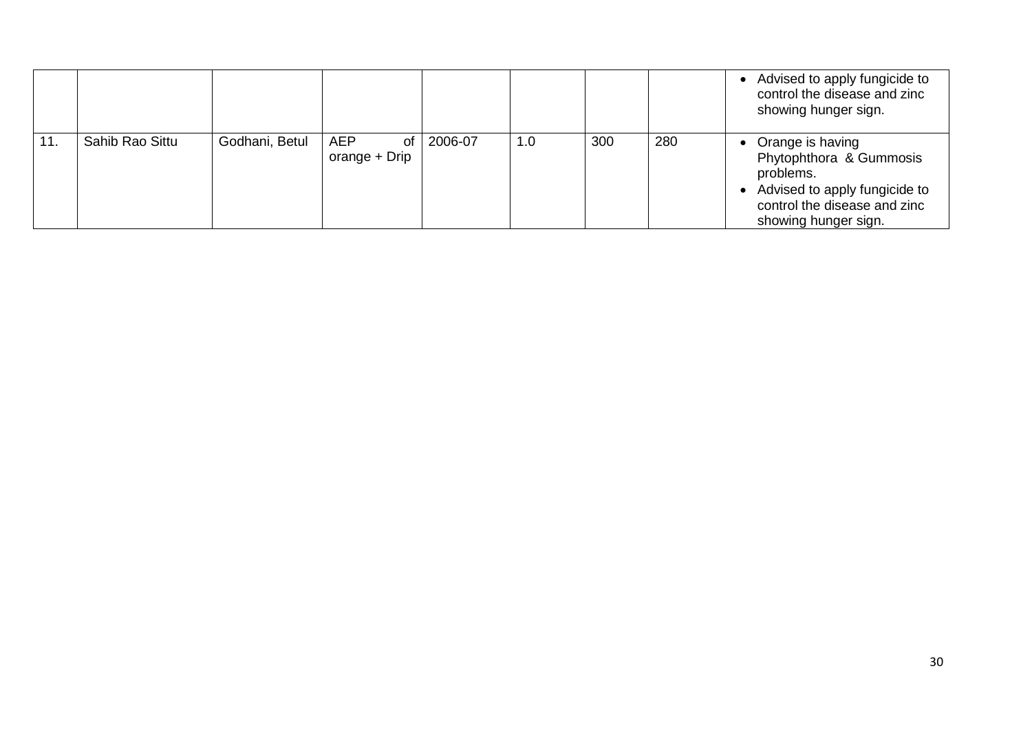| | | | | | | | | |
|---|---|---|---|---|---|---|---|---|
| | | | | | | | | • Advised to apply fungicide to control the disease and zinc showing hunger sign. |
| 11. | Sahib Rao Sittu | Godhani, Betul | AEP of orange + Drip | 2006-07 | 1.0 | 300 | 280 | • Orange is having Phytophthora & Gummosis problems. <br>• Advised to apply fungicide to control the disease and zinc showing hunger sign. |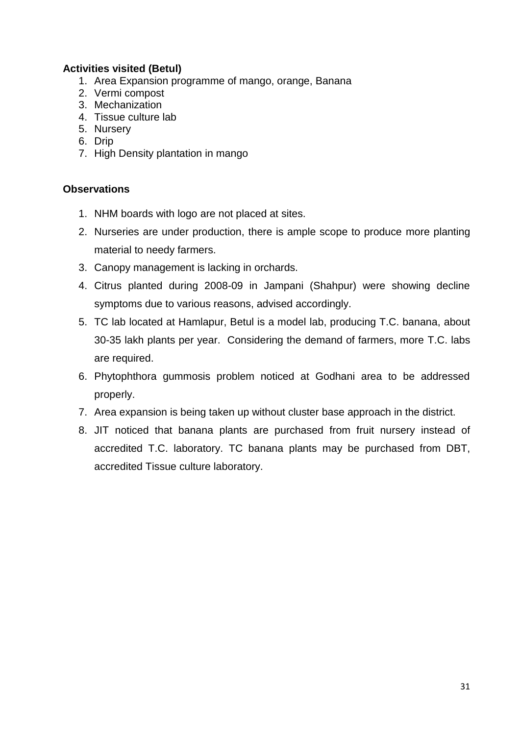**Activities visited (Betul)**

1. Area Expansion programme of mango, orange, Banana
2. Vermi compost
3. Mechanization
4. Tissue culture lab
5. Nursery
6. Drip
7. High Density plantation in mango

**Observations**

1. NHM boards with logo are not placed at sites.
2. Nurseries are under production, there is ample scope to produce more planting material to needy farmers.
3. Canopy management is lacking in orchards.
4. Citrus planted during 2008-09 in Jampani (Shahpur) were showing decline symptoms due to various reasons, advised accordingly.
5. TC lab located at Hamlapur, Betul is a model lab, producing T.C. banana, about 30-35 lakh plants per year. Considering the demand of farmers, more T.C. labs are required.
6. Phytophthora gummosis problem noticed at Godhani area to be addressed properly.
7. Area expansion is being taken up without cluster base approach in the district.
8. JIT noticed that banana plants are purchased from fruit nursery instead of accredited T.C. laboratory. TC banana plants may be purchased from DBT, accredited Tissue culture laboratory.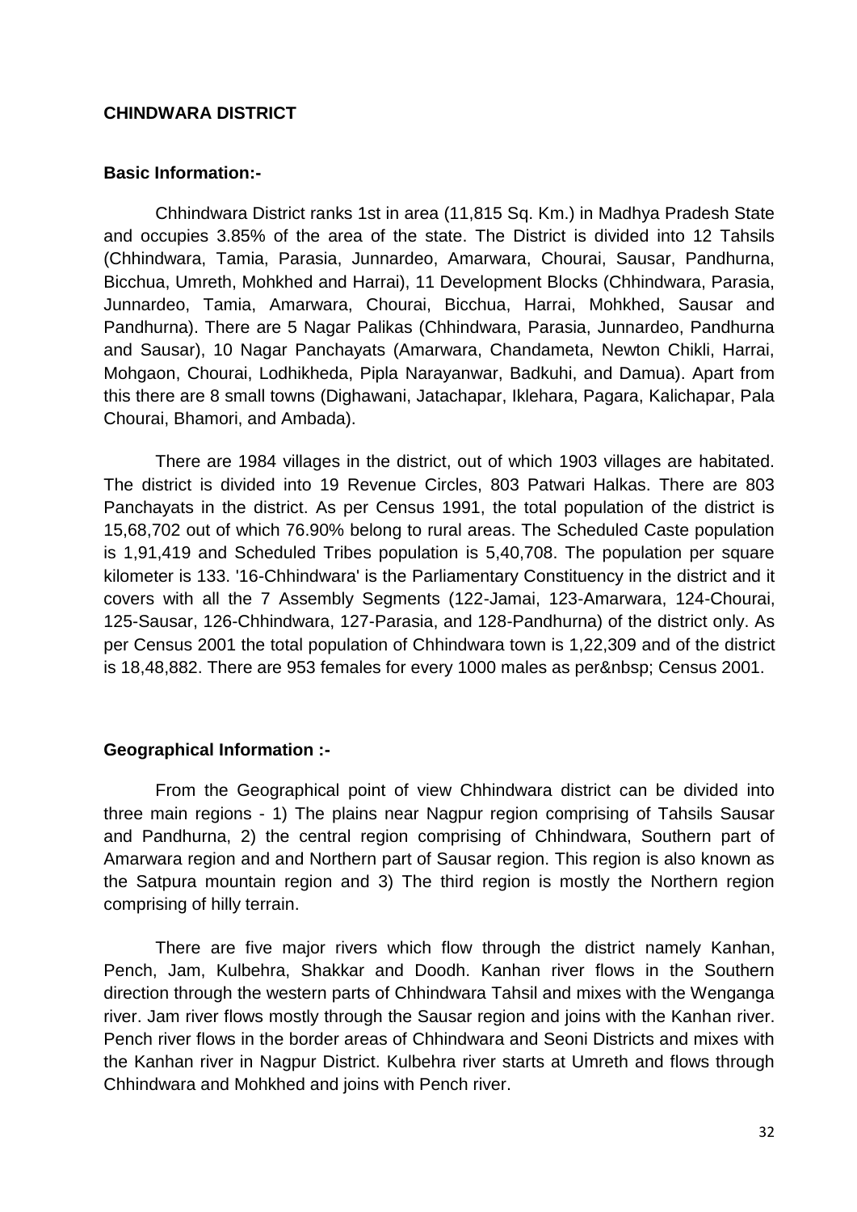**CHINDWARA DISTRICT**

**Basic Information:-**

Chhindwara District ranks 1st in area (11,815 Sq. Km.) in Madhya Pradesh State and occupies 3.85% of the area of the state. The District is divided into 12 Tahsils (Chhindwara, Tamia, Parasia, Junnardeo, Amarwara, Chourai, Sausar, Pandhurna, Bicchua, Umreth, Mohkhed and Harrai), 11 Development Blocks (Chhindwara, Parasia, Junnardeo, Tamia, Amarwara, Chourai, Bicchua, Harrai, Mohkhed, Sausar and Pandhurna). There are 5 Nagar Palikas (Chhindwara, Parasia, Junnardeo, Pandhurna and Sausar), 10 Nagar Panchayats (Amarwara, Chandameta, Newton Chikli, Harrai, Mohgaon, Chourai, Lodhikheda, Pipla Narayanwar, Badkuhi, and Damua). Apart from this there are 8 small towns (Dighawani, Jatachapar, Iklehara, Pagara, Kalichapar, Pala Chourai, Bhamori, and Ambada).

There are 1984 villages in the district, out of which 1903 villages are habitated. The district is divided into 19 Revenue Circles, 803 Patwari Halkas. There are 803 Panchayats in the district. As per Census 1991, the total population of the district is 15,68,702 out of which 76.90% belong to rural areas. The Scheduled Caste population is 1,91,419 and Scheduled Tribes population is 5,40,708. The population per square kilometer is 133. '16-Chhindwara' is the Parliamentary Constituency in the district and it covers with all the 7 Assembly Segments (122-Jamai, 123-Amarwara, 124-Chourai, 125-Sausar, 126-Chhindwara, 127-Parasia, and 128-Pandhurna) of the district only. As per Census 2001 the total population of Chhindwara town is 1,22,309 and of the district is 18,48,882. There are 953 females for every 1000 males as per&nbsp; Census 2001.

**Geographical Information :-**

From the Geographical point of view Chhindwara district can be divided into three main regions - 1) The plains near Nagpur region comprising of Tahsils Sausar and Pandhurna, 2) the central region comprising of Chhindwara, Southern part of Amarwara region and and Northern part of Sausar region. This region is also known as the Satpura mountain region and 3) The third region is mostly the Northern region comprising of hilly terrain.

There are five major rivers which flow through the district namely Kanhan, Pench, Jam, Kulbehra, Shakkar and Doodh. Kanhan river flows in the Southern direction through the western parts of Chhindwara Tahsil and mixes with the Wenganga river. Jam river flows mostly through the Sausar region and joins with the Kanhan river. Pench river flows in the border areas of Chhindwara and Seoni Districts and mixes with the Kanhan river in Nagpur District. Kulbehra river starts at Umreth and flows through Chhindwara and Mohkhed and joins with Pench river.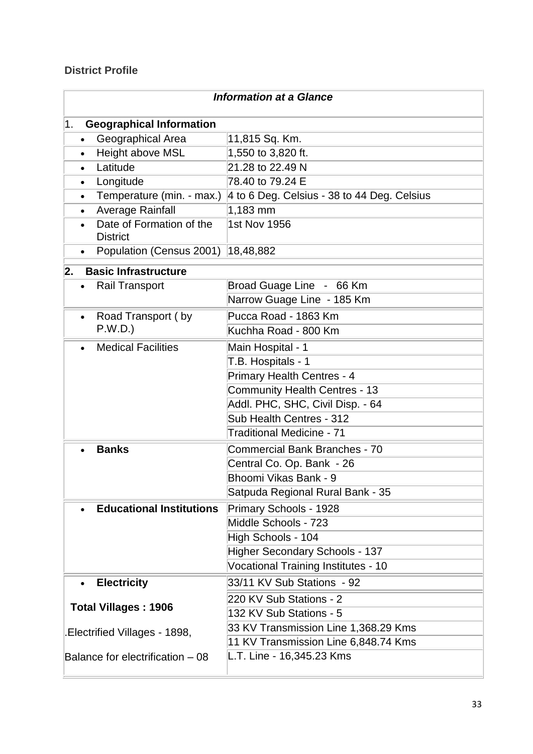## District Profile

| ***Information at a Glance*** | |
|---|---|
| 1. **Geographical Information** | |
| • Geographical Area | 11,815 Sq. Km. |
| • Height above MSL | 1,550 to 3,820 ft. |
| • Latitude | 21.28 to 22.49 N |
| • Longitude | 78.40 to 79.24 E |
| • Temperature (min. - max.) | 4 to 6 Deg. Celsius - 38 to 44 Deg. Celsius |
| • Average Rainfall | 1,183 mm |
| • Date of Formation of the District | 1st Nov 1956 |
| • Population (Census 2001) | 18,48,882 |
| **2. Basic Infrastructure** | |
| • Rail Transport | Broad Guage Line - 66 Km |
| | Narrow Guage Line - 185 Km |
| • Road Transport ( by P.W.D.) | Pucca Road - 1863 Km |
| | Kuchha Road - 800 Km |
| • Medical Facilities | Main Hospital - 1 |
| | T.B. Hospitals - 1 |
| | Primary Health Centres - 4 |
| | Community Health Centres - 13 |
| | Addl. PHC, SHC, Civil Disp. - 64 |
| | Sub Health Centres - 312 |
| | Traditional Medicine - 71 |
| • **Banks** | Commercial Bank Branches - 70 |
| | Central Co. Op. Bank - 26 |
| | Bhoomi Vikas Bank - 9 |
| | Satpuda Regional Rural Bank - 35 |
| • **Educational Institutions** | Primary Schools - 1928 |
| | Middle Schools - 723 |
| | High Schools - 104 |
| | Higher Secondary Schools - 137 |
| | Vocational Training Institutes - 10 |
| • **Electricity** | 33/11 KV Sub Stations - 92 |
| **Total Villages : 1906** | 220 KV Sub Stations - 2 |
| | 132 KV Sub Stations - 5 |
| .Electrified Villages - 1898, | 33 KV Transmission Line 1,368.29 Kms |
| | 11 KV Transmission Line 6,848.74 Kms |
| Balance for electrification – 08 | L.T. Line - 16,345.23 Kms |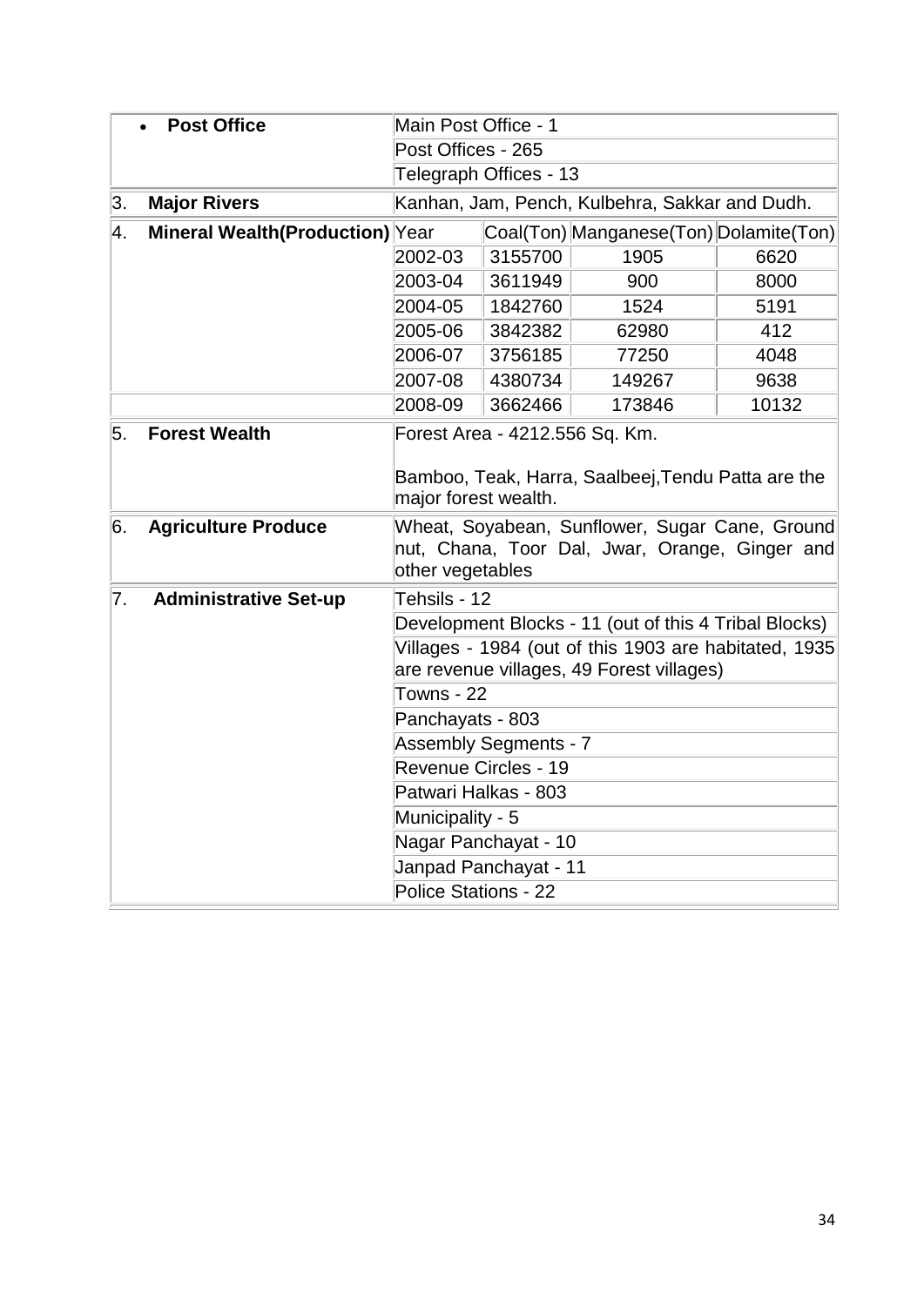| | | | | | |
|---|---|---|---|---|---|
| | • **Post Office** | Main Post Office - 1 | | | |
| | | Post Offices - 265 | | | |
| | | Telegraph Offices - 13 | | | |
| 3. | **Major Rivers** | Kanhan, Jam, Pench, Kulbehra, Sakkar and Dudh. | | | |
| 4. | **Mineral Wealth(Production)** | Year | Coal(Ton) | Manganese(Ton) | Dolamite(Ton) |
| | | 2002-03 | 3155700 | 1905 | 6620 |
| | | 2003-04 | 3611949 | 900 | 8000 |
| | | 2004-05 | 1842760 | 1524 | 5191 |
| | | 2005-06 | 3842382 | 62980 | 412 |
| | | 2006-07 | 3756185 | 77250 | 4048 |
| | | 2007-08 | 4380734 | 149267 | 9638 |
| | | 2008-09 | 3662466 | 173846 | 10132 |
| 5. | **Forest Wealth** | Forest Area - 4212.556 Sq. Km.<br><br>Bamboo, Teak, Harra, Saalbeej,Tendu Patta are the major forest wealth. | | | |
| 6. | **Agriculture Produce** | Wheat, Soyabean, Sunflower, Sugar Cane, Ground nut, Chana, Toor Dal, Jwar, Orange, Ginger and other vegetables | | | |
| 7. | **Administrative Set-up** | Tehsils - 12 | | | |
| | | Development Blocks - 11 (out of this 4 Tribal Blocks) | | | |
| | | Villages - 1984 (out of this 1903 are habitated, 1935 are revenue villages, 49 Forest villages) | | | |
| | | Towns - 22 | | | |
| | | Panchayats - 803 | | | |
| | | Assembly Segments - 7 | | | |
| | | Revenue Circles - 19 | | | |
| | | Patwari Halkas - 803 | | | |
| | | Municipality - 5 | | | |
| | | Nagar Panchayat - 10 | | | |
| | | Janpad Panchayat - 11 | | | |
| | | Police Stations - 22 | | | |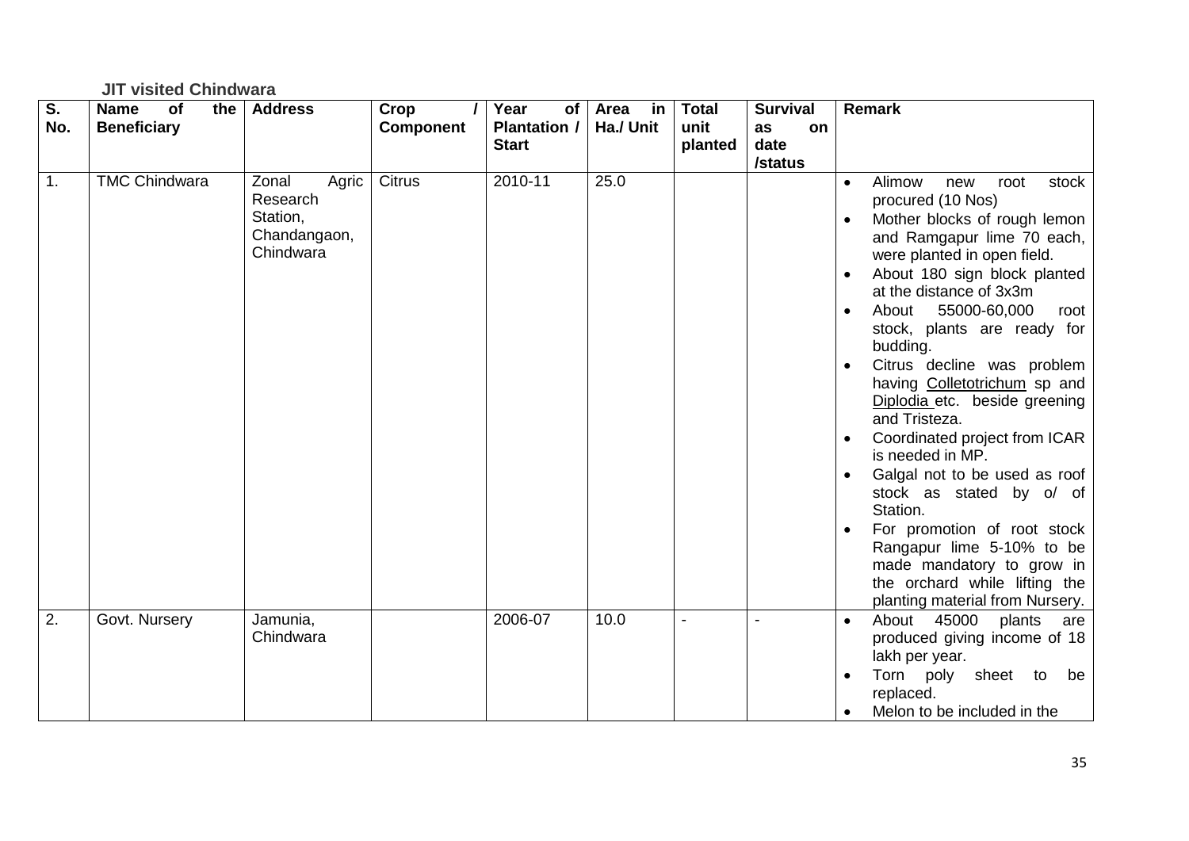**JIT visited Chindwara**

| S. No. | Name of the Beneficiary | Address | Crop / Component | Year of Plantation / Start | Area in Ha./ Unit | Total unit planted | Survival as on date /status | Remark |
|---|---|---|---|---|---|---|---|---|
| 1. | TMC Chindwara | Zonal Agric Research Station, Chandangaon, Chindwara | Citrus | 2010-11 | 25.0 | | | • Alimow new root stock procured (10 Nos) • Mother blocks of rough lemon and Ramgapur lime 70 each, were planted in open field. • About 180 sign block planted at the distance of 3x3m • About 55000-60,000 root stock, plants are ready for budding. • Citrus decline was problem having Colletotrichum sp and Diplodia etc. beside greening and Tristeza. • Coordinated project from ICAR is needed in MP. • Galgal not to be used as roof stock as stated by o/ of Station. • For promotion of root stock Rangapur lime 5-10% to be made mandatory to grow in the orchard while lifting the planting material from Nursery. |
| 2. | Govt. Nursery | Jamunia, Chindwara | | 2006-07 | 10.0 | - | - | • About 45000 plants are produced giving income of 18 lakh per year. • Torn poly sheet to be replaced. • Melon to be included in the |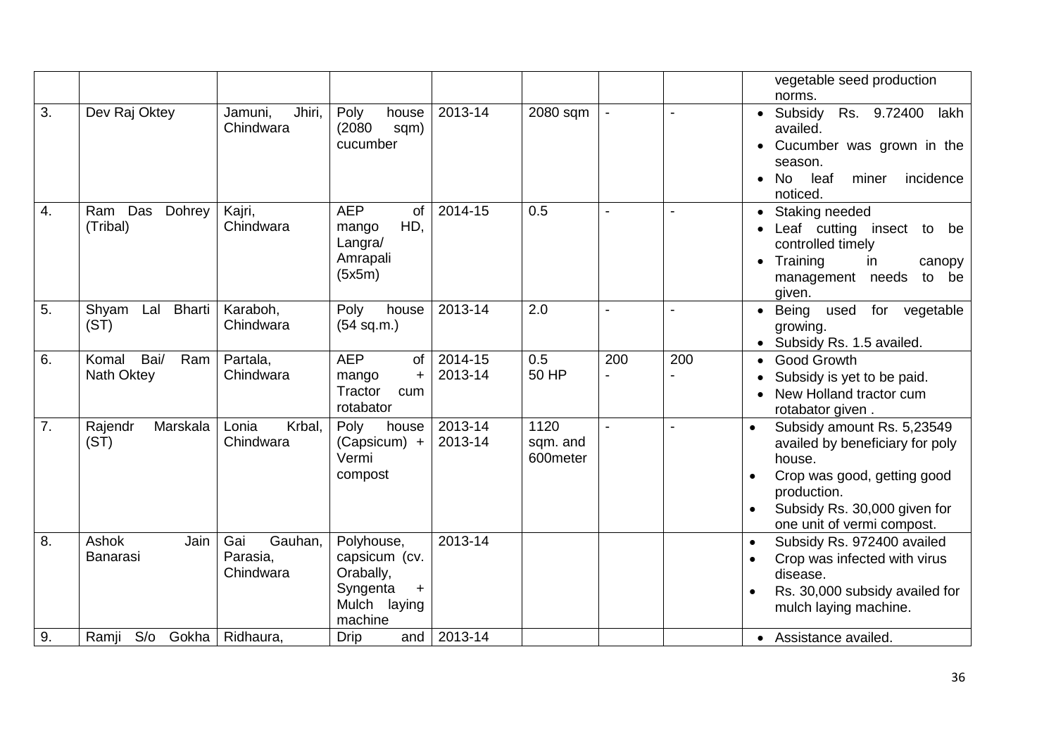| | | | | | | | | |
|---|---|---|---|---|---|---|---|---|
| | | | | | | | | vegetable seed production norms. |
| 3. | Dev Raj Oktey | Jamuni, Jhiri, Chindwara | Poly house (2080 sqm) cucumber | 2013-14 | 2080 sqm | - | - | • Subsidy Rs. 9.72400 lakh availed.<br>• Cucumber was grown in the season.<br>• No leaf miner incidence noticed. |
| 4. | Ram Das Dohrey (Tribal) | Kajri, Chindwara | AEP of mango HD, Langra/ Amrapali (5x5m) | 2014-15 | 0.5 | - | - | • Staking needed<br>• Leaf cutting insect to be controlled timely<br>• Training in canopy management needs to be given. |
| 5. | Shyam Lal Bharti (ST) | Karaboh, Chindwara | Poly house (54 sq.m.) | 2013-14 | 2.0 | - | - | • Being used for vegetable growing.<br>• Subsidy Rs. 1.5 availed. |
| 6. | Komal Bai/ Ram Nath Oktey | Partala, Chindwara | AEP of mango + Tractor cum rotabator | 2014-15<br>2013-14 | 0.5<br>50 HP | 200<br>- | 200<br>- | • Good Growth<br>• Subsidy is yet to be paid.<br>• New Holland tractor cum rotabator given . |
| 7. | Rajendr Marskala (ST) | Lonia Krbal, Chindwara | Poly house (Capsicum) + Vermi compost | 2013-14<br>2013-14 | 1120 sqm. and 600meter | - | - | • Subsidy amount Rs. 5,23549 availed by beneficiary for poly house.<br>• Crop was good, getting good production.<br>• Subsidy Rs. 30,000 given for one unit of vermi compost. |
| 8. | Ashok Jain Banarasi | Gai Gauhan, Parasia, Chindwara | Polyhouse, capsicum (cv. Orabally, Syngenta + Mulch laying machine | 2013-14 | | | | • Subsidy Rs. 972400 availed<br>• Crop was infected with virus disease.<br>• Rs. 30,000 subsidy availed for mulch laying machine. |
| 9. | Ramji S/o Gokha | Ridhaura, | Drip and | 2013-14 | | | | • Assistance availed. |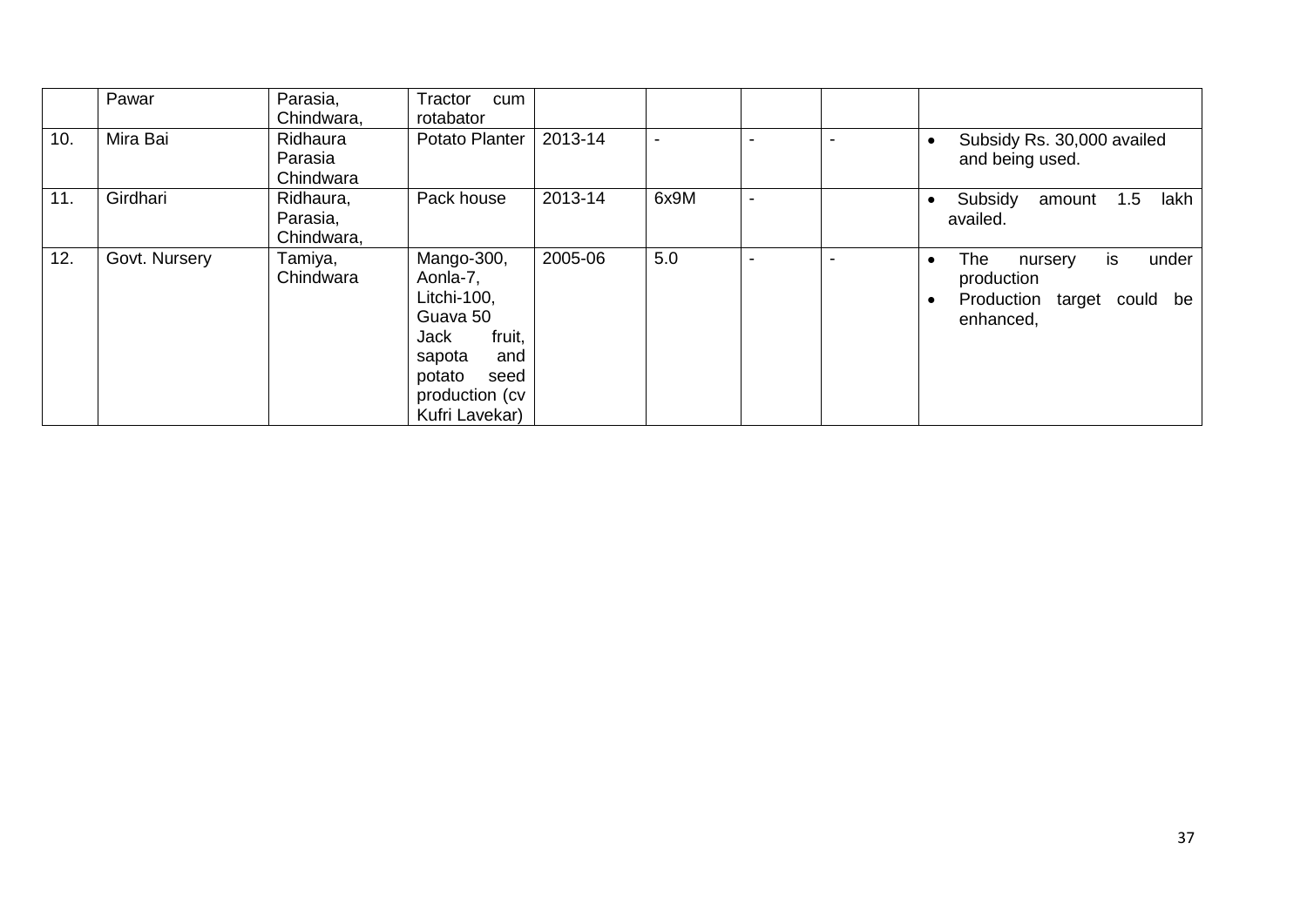|  | Pawar | Parasia, Chindwara, | Tractor cum rotabator |  |  |  |  |  |
|---|---|---|---|---|---|---|---|---|
| 10. | Mira Bai | Ridhaura Parasia Chindwara | Potato Planter | 2013-14 | - | - | - | • Subsidy Rs. 30,000 availed and being used. |
| 11. | Girdhari | Ridhaura, Parasia, Chindwara, | Pack house | 2013-14 | 6x9M | - |  | • Subsidy amount 1.5 lakh availed. |
| 12. | Govt. Nursery | Tamiya, Chindwara | Mango-300, Aonla-7, Litchi-100, Guava 50 Jack fruit, sapota and potato seed production (cv Kufri Lavekar) | 2005-06 | 5.0 | - | - | • The nursery is under production<br>• Production target could be enhanced, |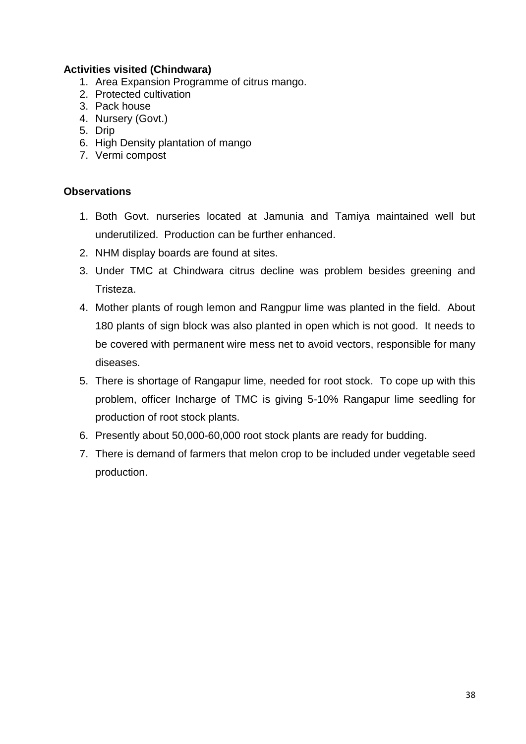**Activities visited (Chindwara)**

1. Area Expansion Programme of citrus mango.
2. Protected cultivation
3. Pack house
4. Nursery (Govt.)
5. Drip
6. High Density plantation of mango
7. Vermi compost

**Observations**

1. Both Govt. nurseries located at Jamunia and Tamiya maintained well but underutilized. Production can be further enhanced.
2. NHM display boards are found at sites.
3. Under TMC at Chindwara citrus decline was problem besides greening and Tristeza.
4. Mother plants of rough lemon and Rangpur lime was planted in the field. About 180 plants of sign block was also planted in open which is not good. It needs to be covered with permanent wire mess net to avoid vectors, responsible for many diseases.
5. There is shortage of Rangapur lime, needed for root stock. To cope up with this problem, officer Incharge of TMC is giving 5-10% Rangapur lime seedling for production of root stock plants.
6. Presently about 50,000-60,000 root stock plants are ready for budding.
7. There is demand of farmers that melon crop to be included under vegetable seed production.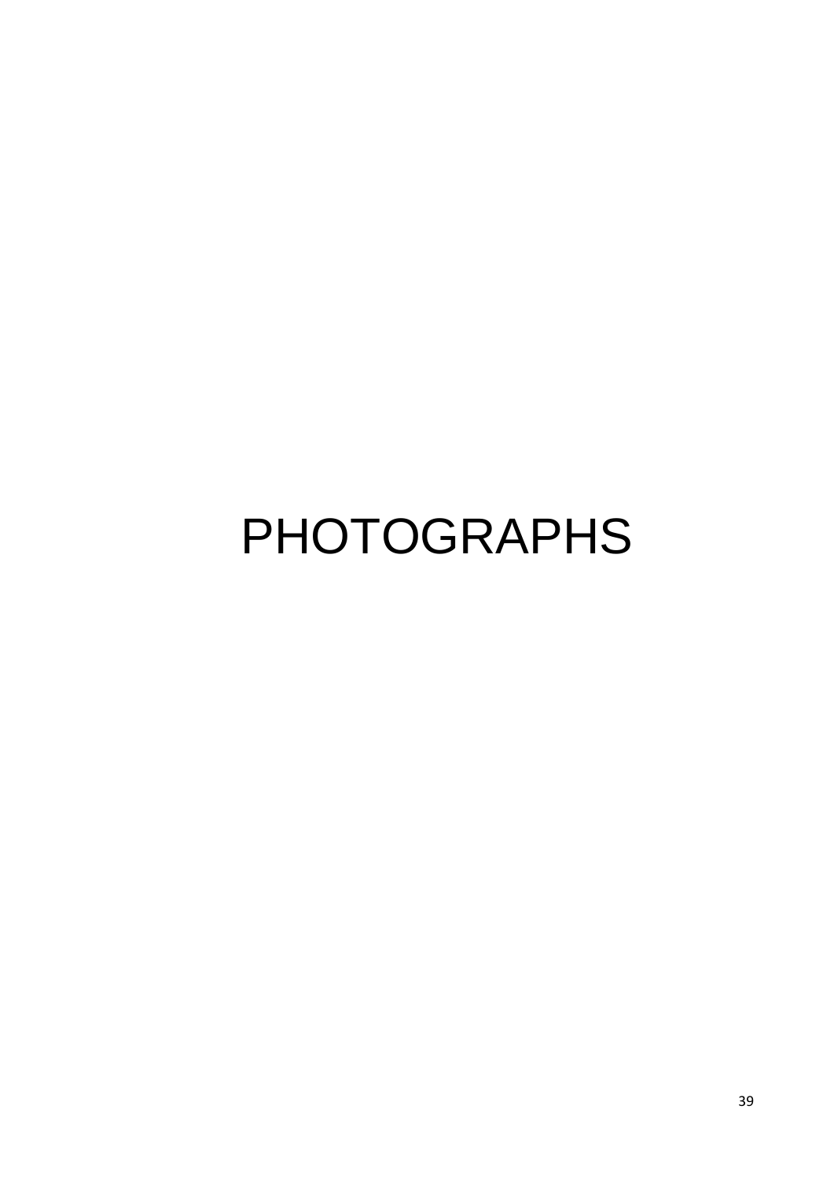# PHOTOGRAPHS